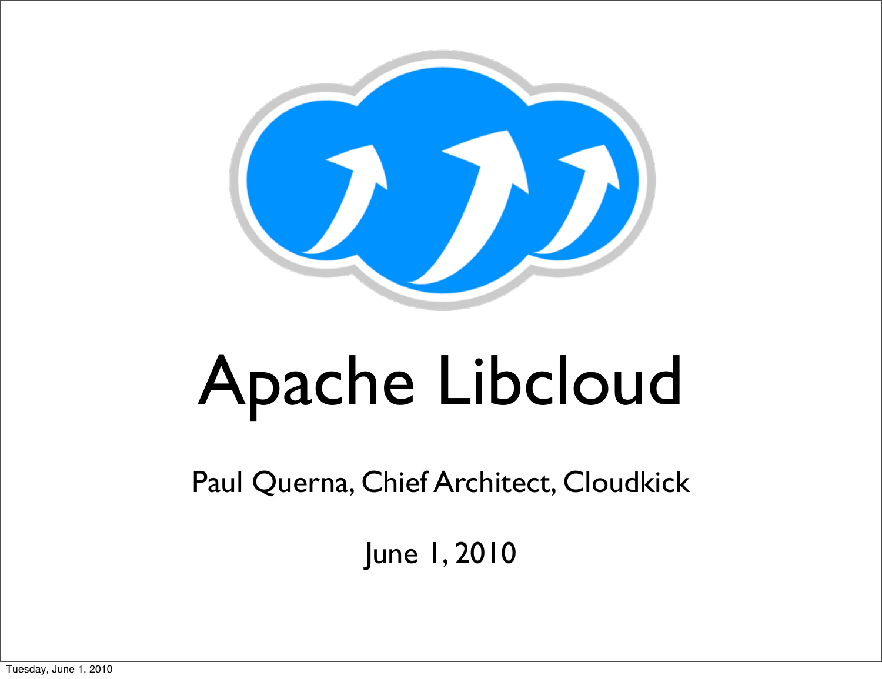# Apache Libcloud

Paul Querna, Chief Architect, Cloudkick

June 1, 2010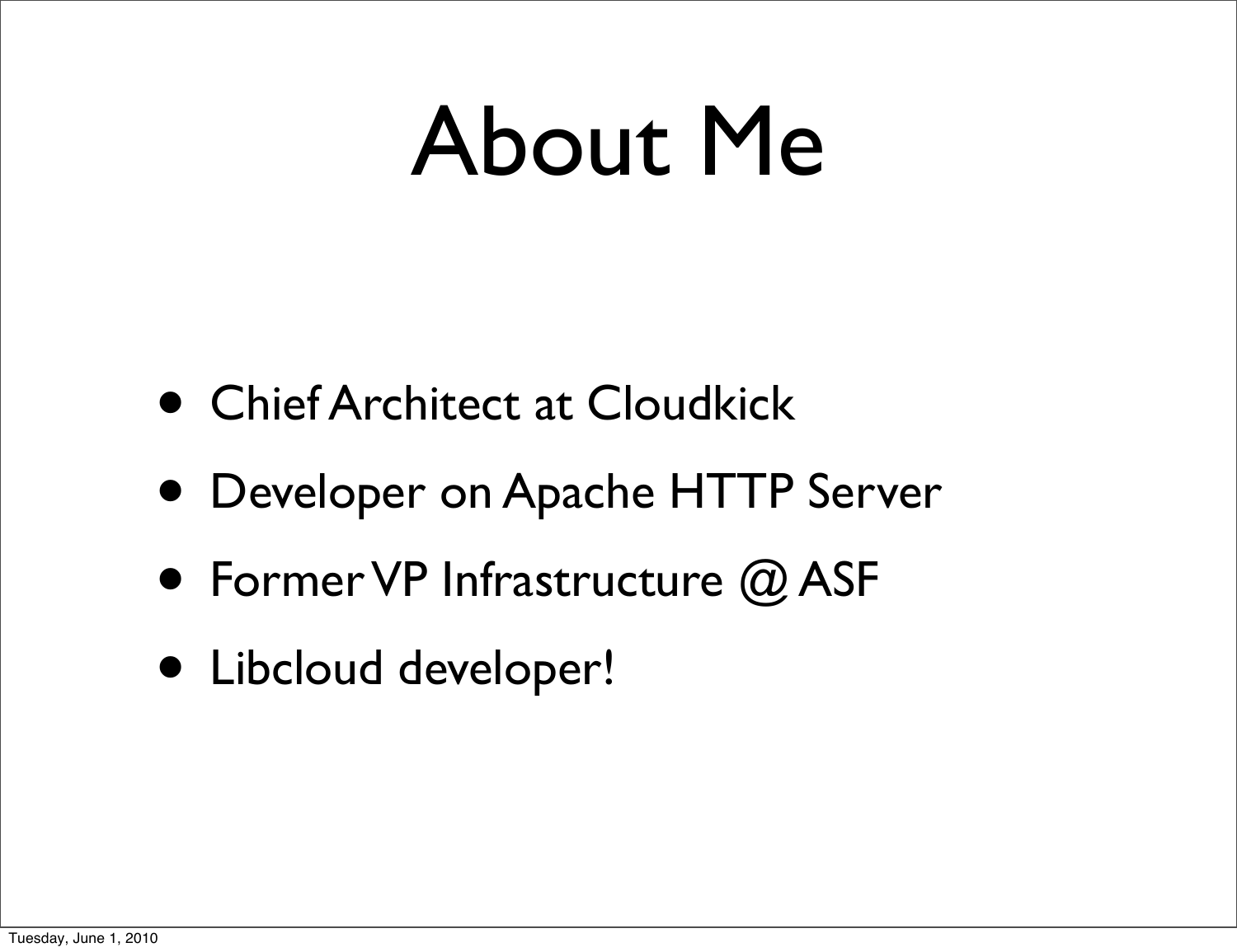# About Me

- Chief Architect at Cloudkick
- Developer on Apache HTTP Server
- Former VP Infrastructure @ ASF
- Libcloud developer!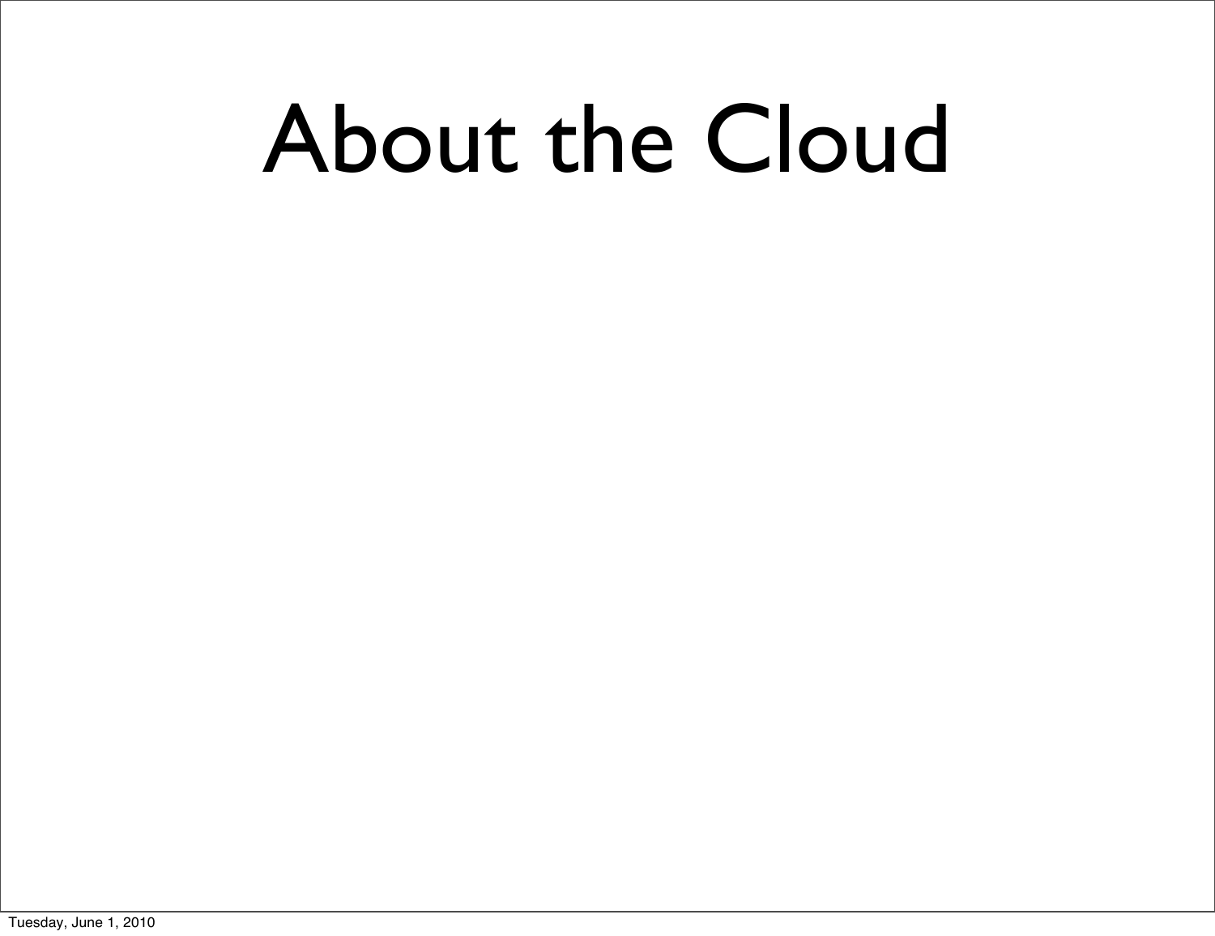# About the Cloud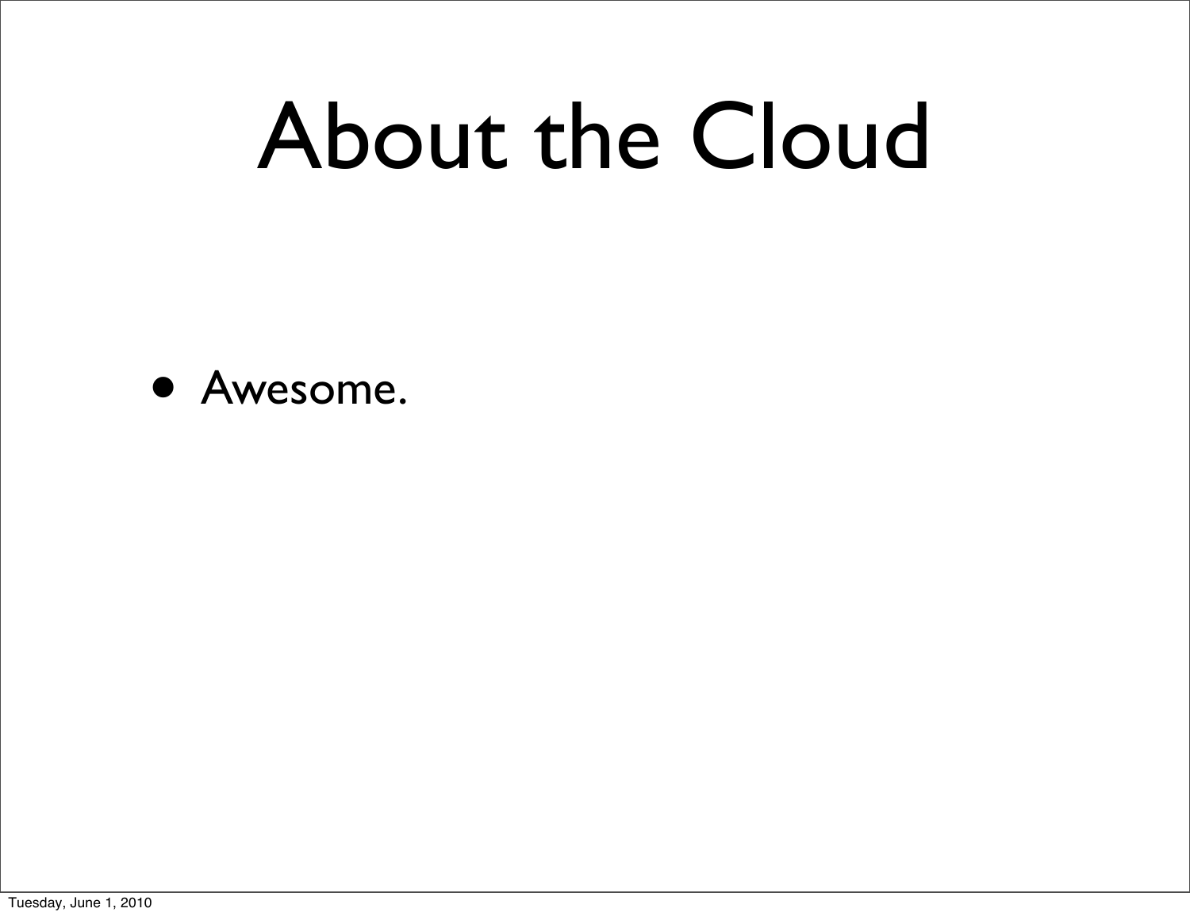# About the Cloud

- Awesome.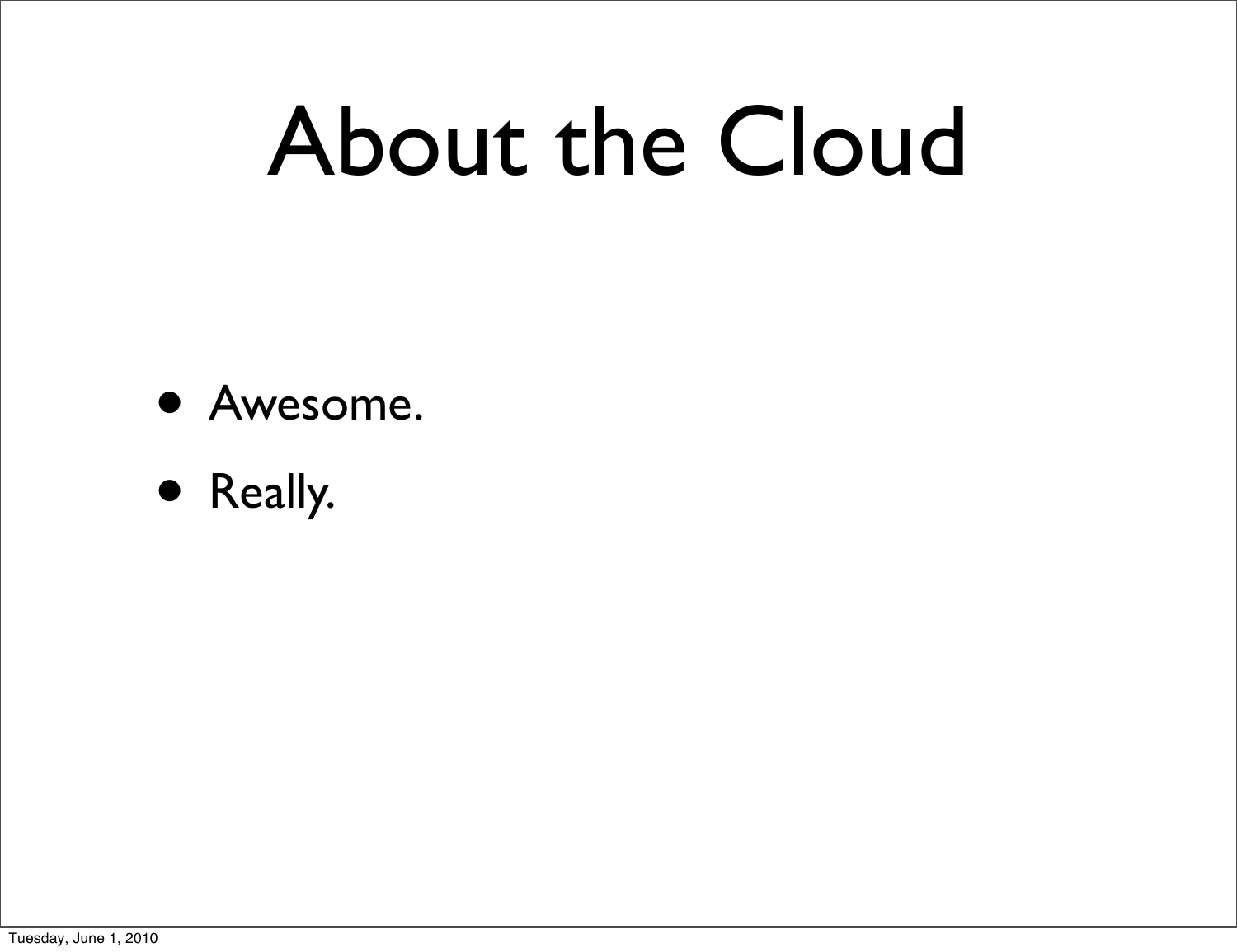# About the Cloud

- Awesome.
- Really.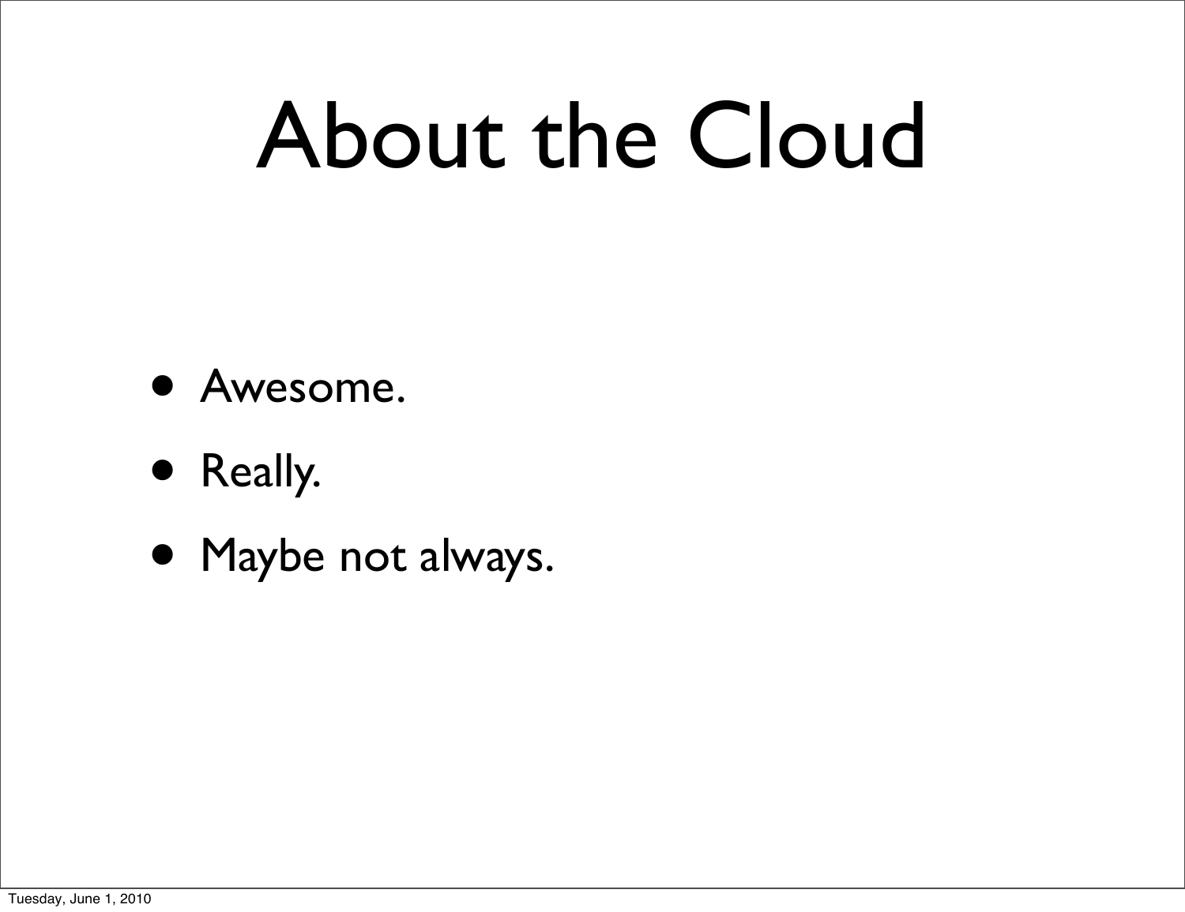# About the Cloud

- Awesome.
- Really.
- Maybe not always.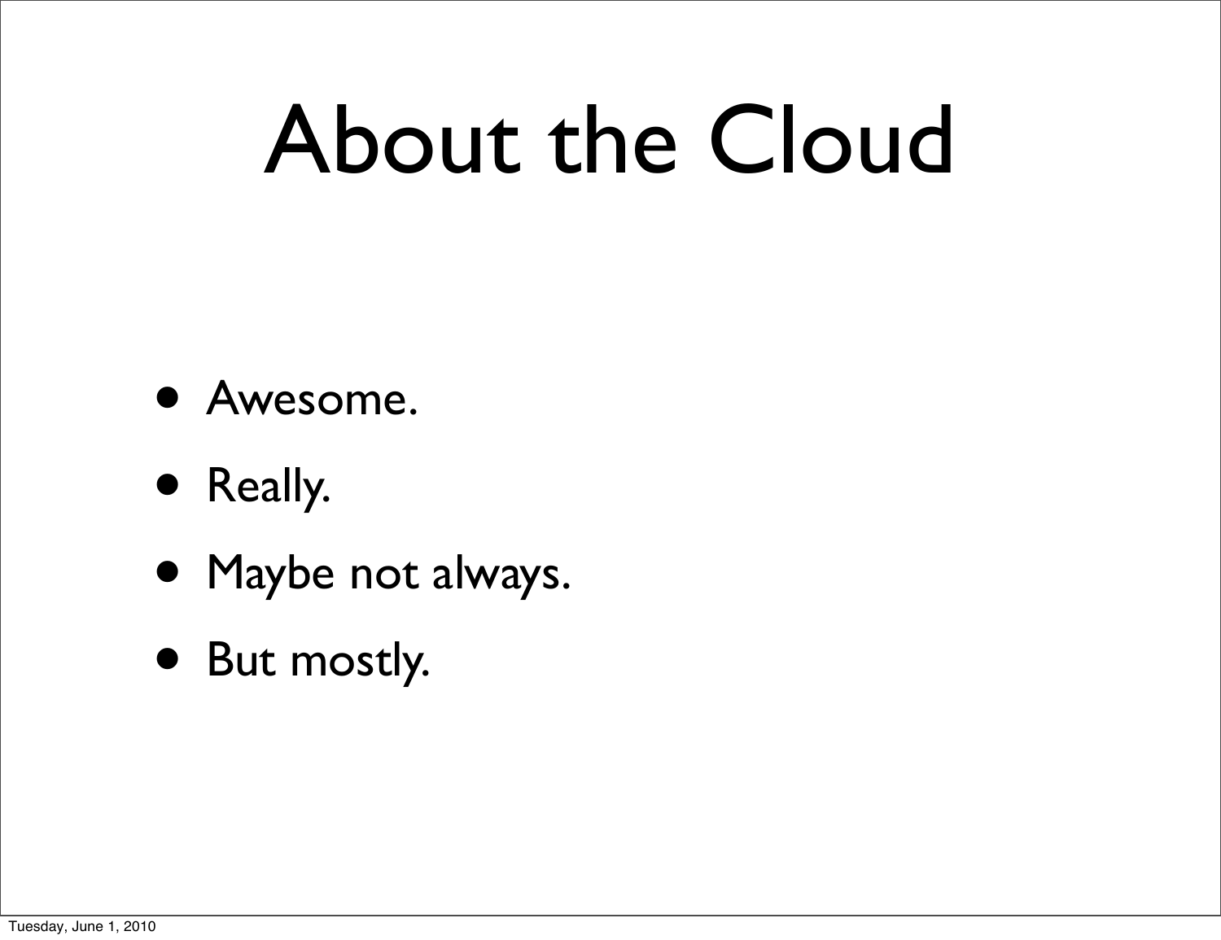# About the Cloud

- Awesome.
- Really.
- Maybe not always.
- But mostly.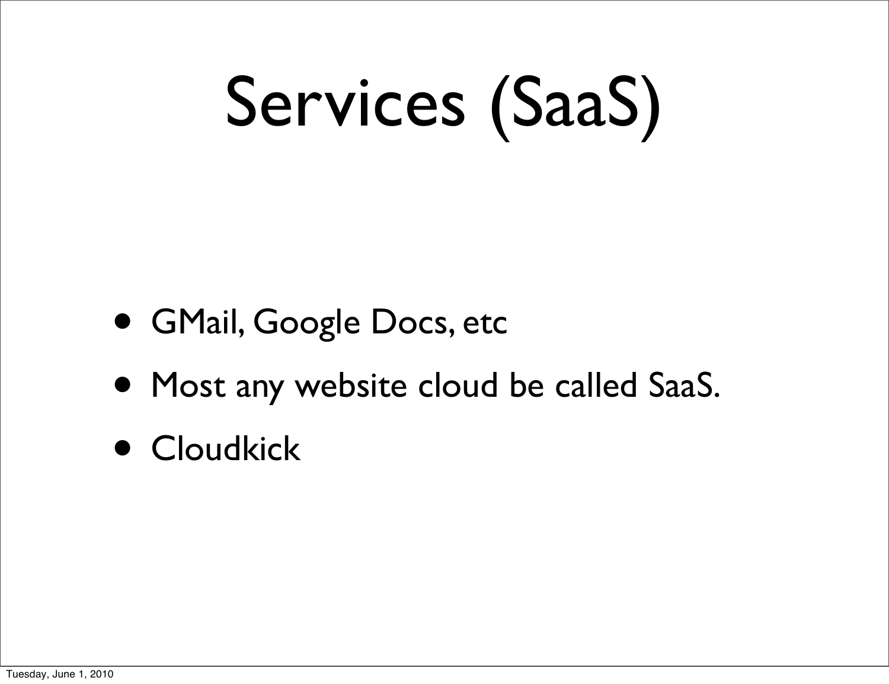# Services (SaaS)

- GMail, Google Docs, etc
- Most any website cloud be called SaaS.
- Cloudkick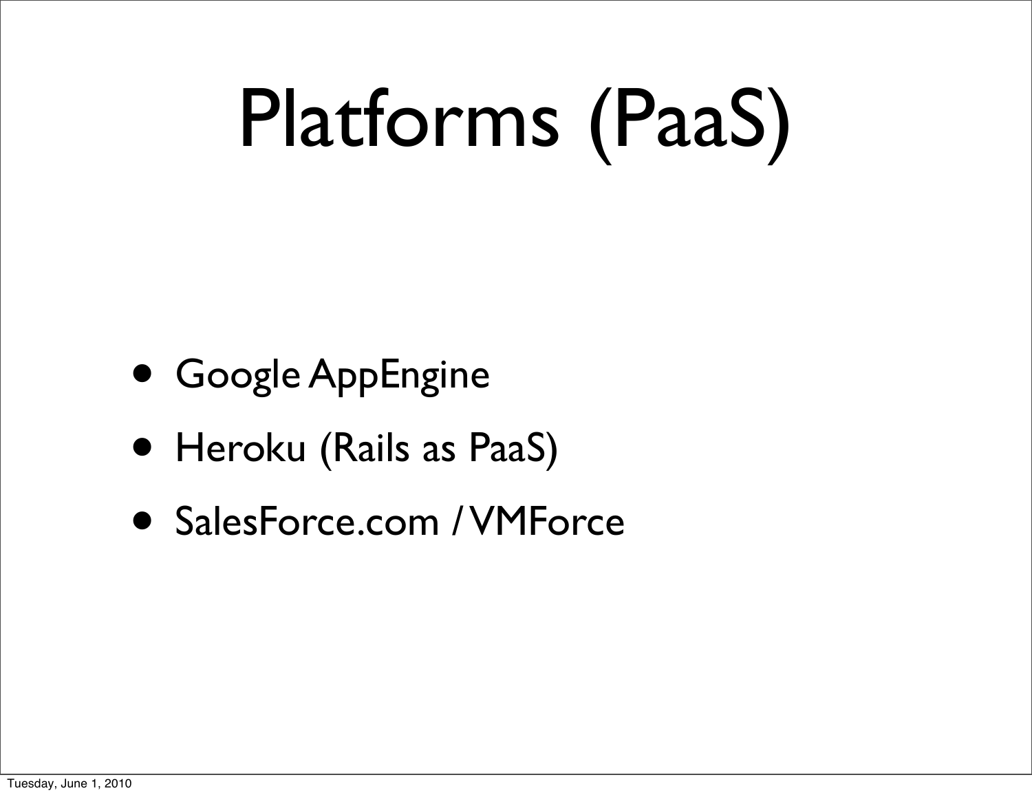# Platforms (PaaS)

- Google AppEngine
- Heroku (Rails as PaaS)
- SalesForce.com / VMForce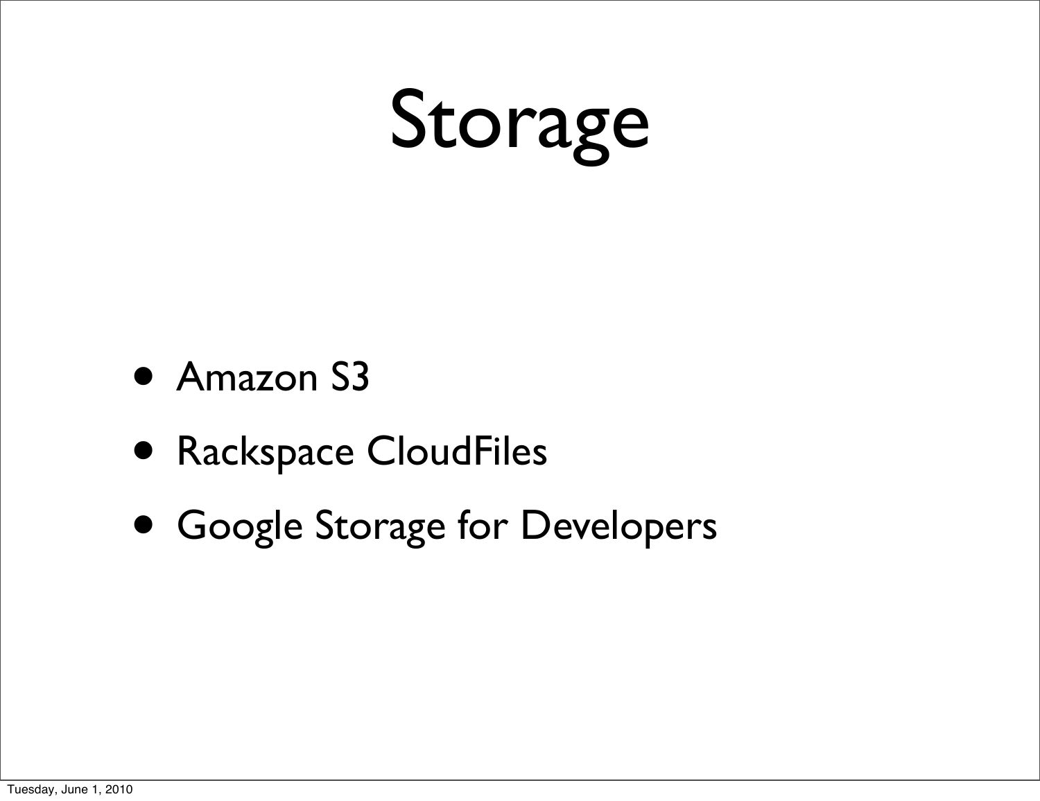# Storage

- Amazon S3
- Rackspace CloudFiles
- Google Storage for Developers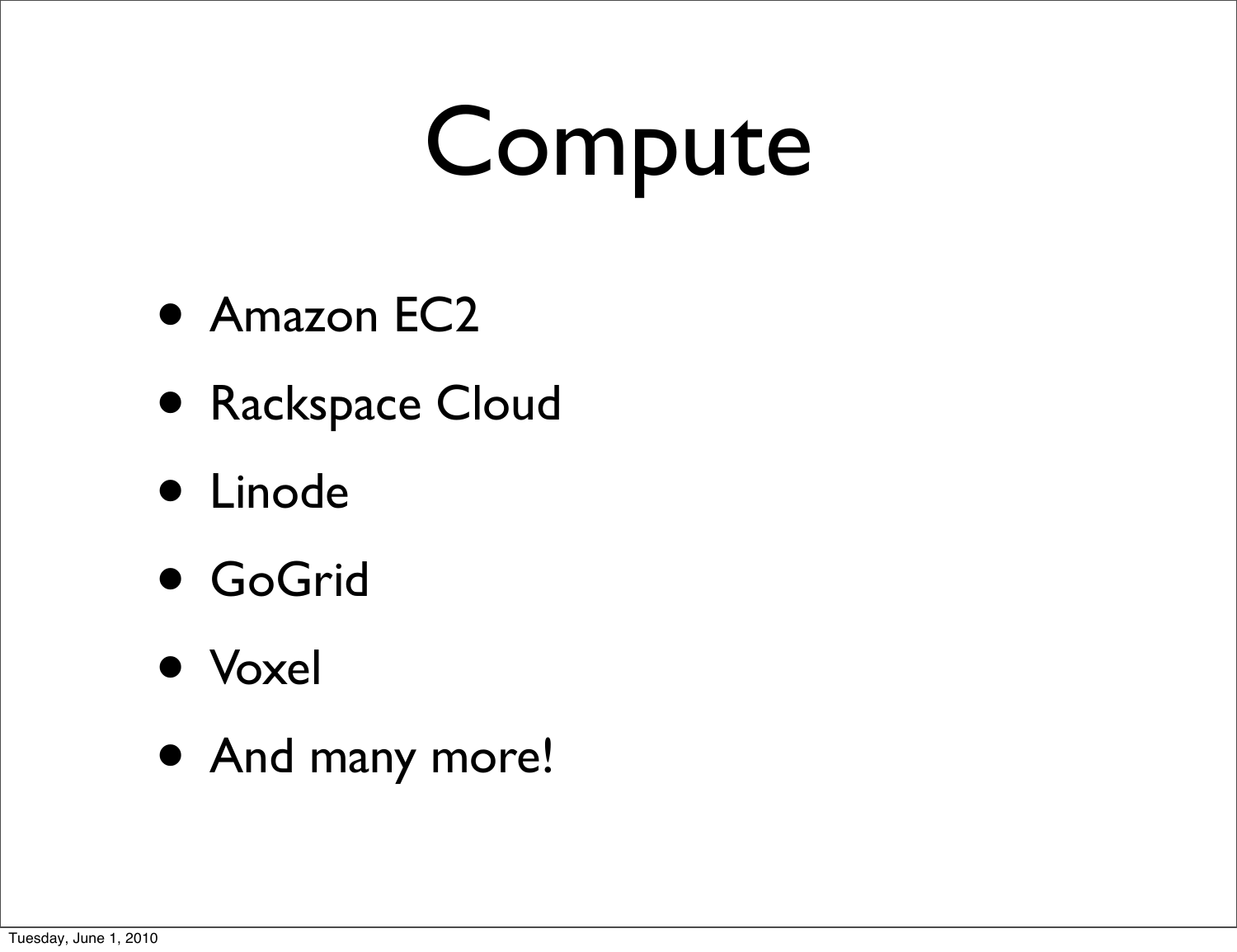# Compute

- Amazon EC2
- Rackspace Cloud
- Linode
- GoGrid
- Voxel
- And many more!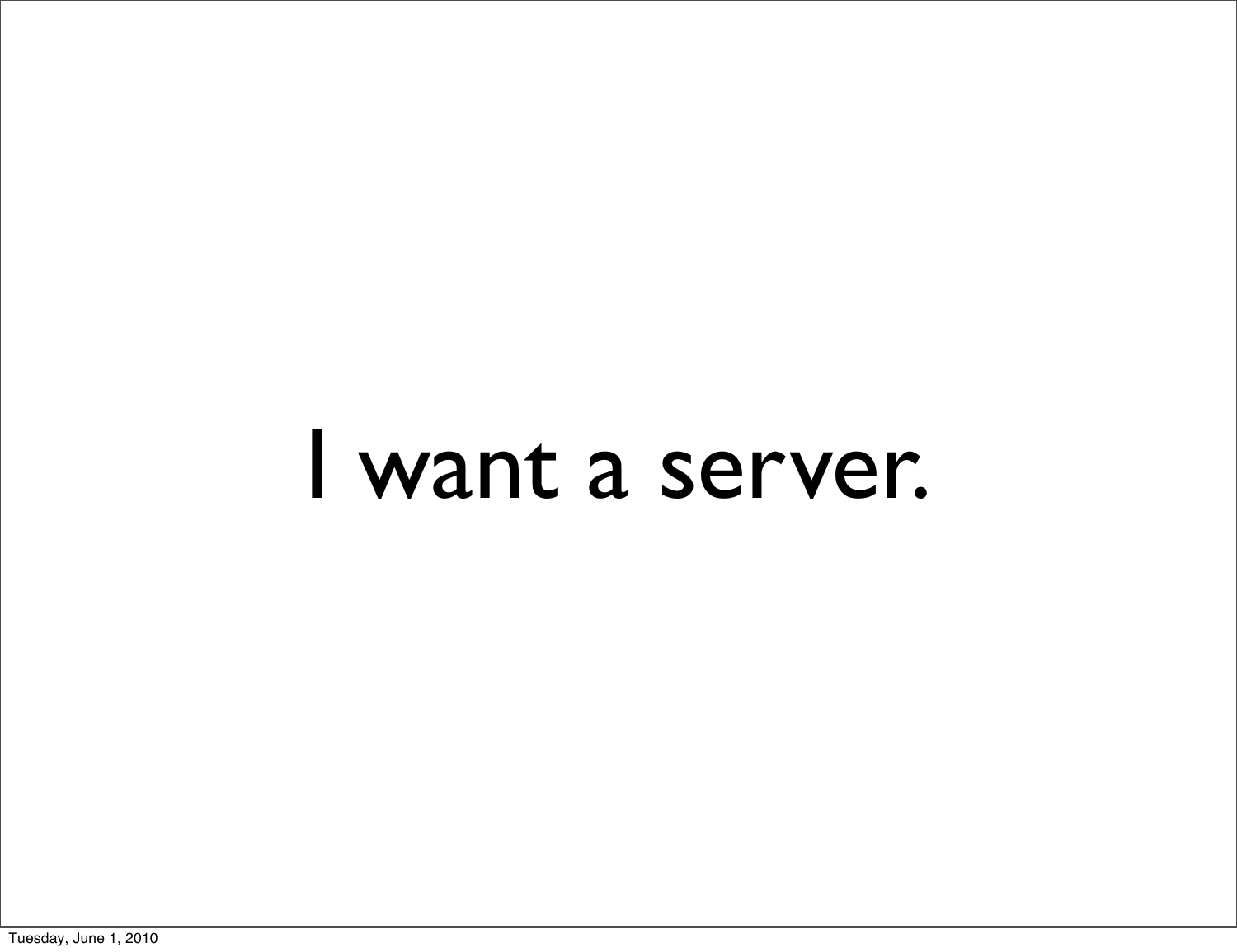I want a server.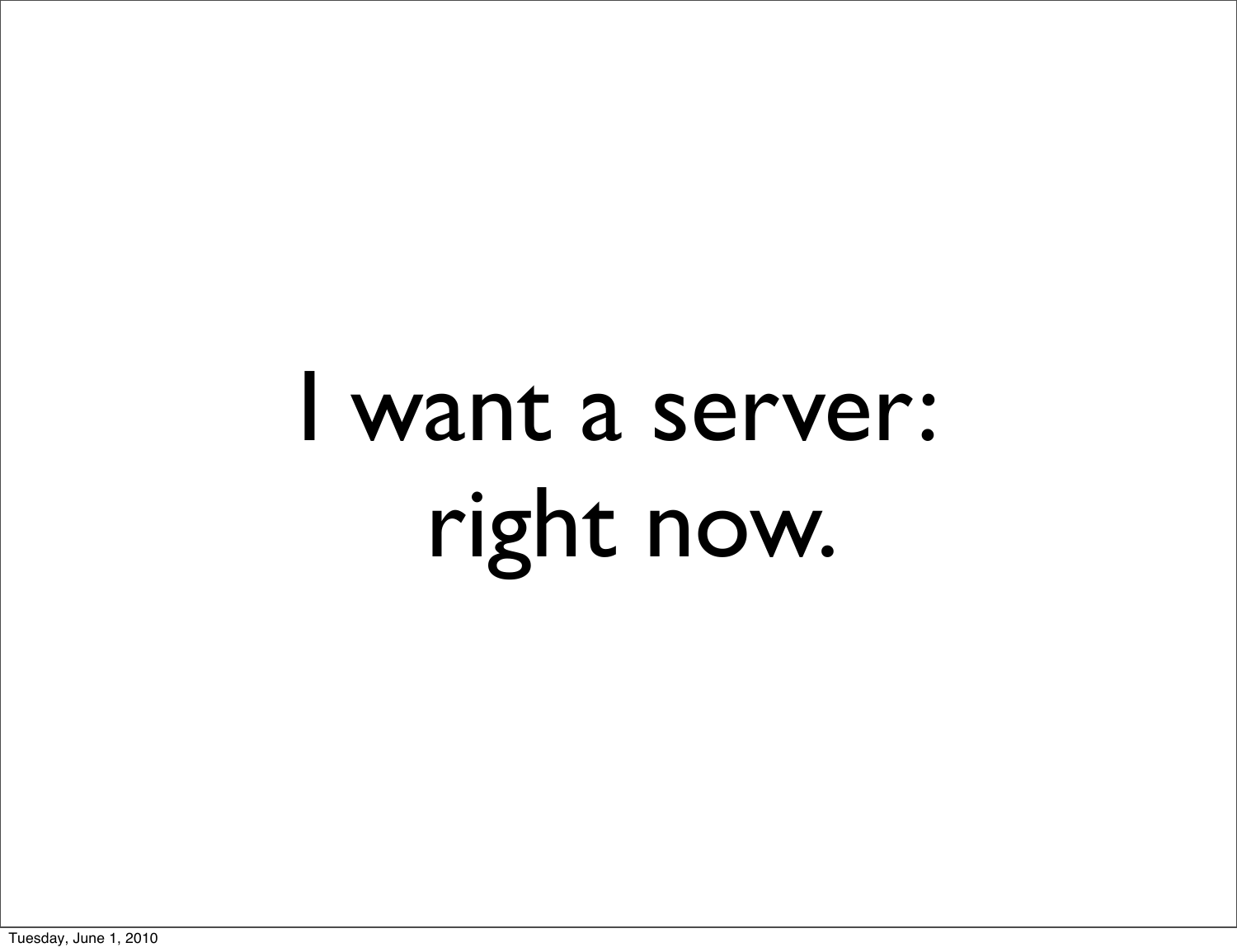# I want a server: right now.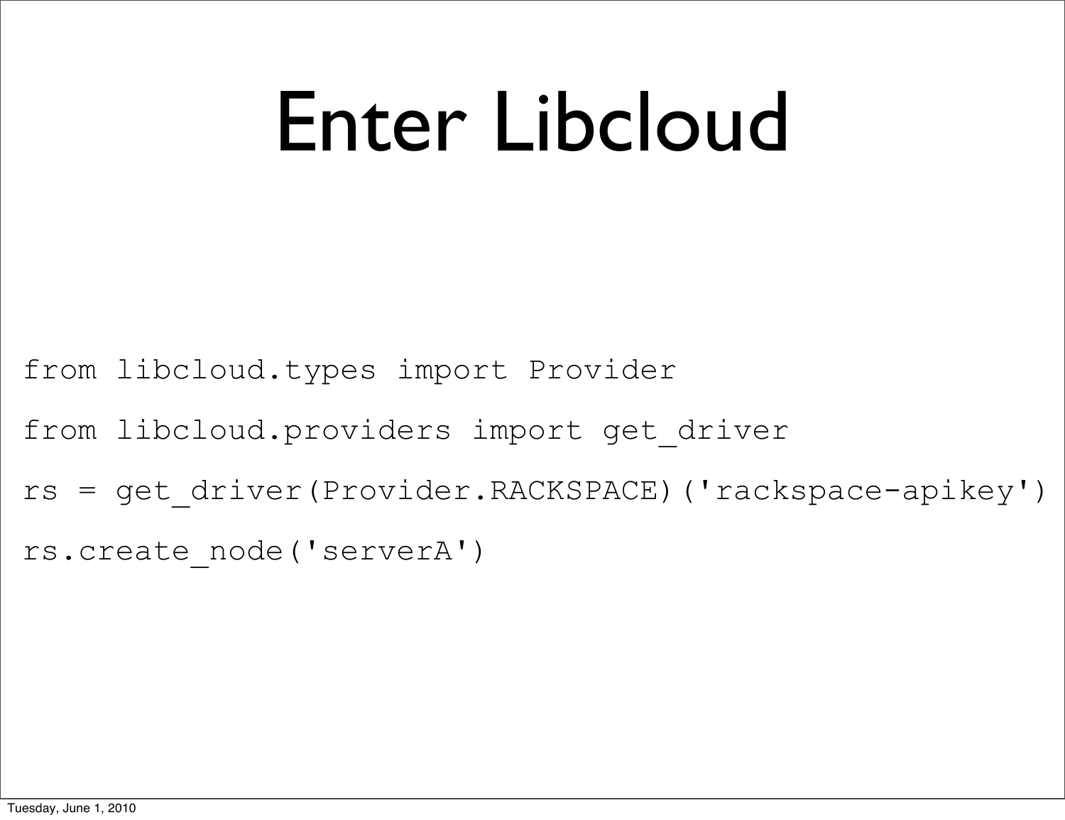# Enter Libcloud

```
from libcloud.types import Provider
from libcloud.providers import get_driver
rs = get_driver(Provider.RACKSPACE)('rackspace-apikey')
rs.create_node('serverA')
```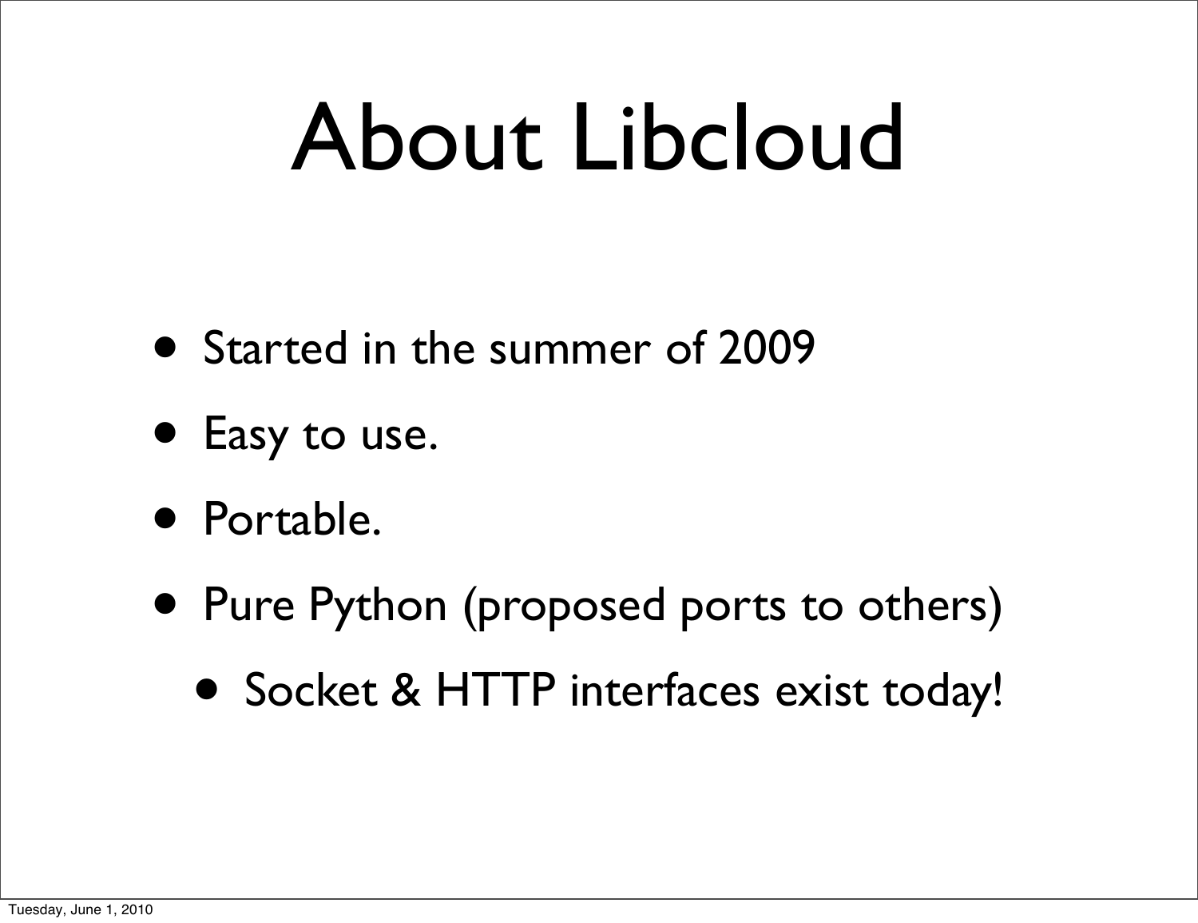# About Libcloud

- Started in the summer of 2009
- Easy to use.
- Portable.
- Pure Python (proposed ports to others)
  - Socket & HTTP interfaces exist today!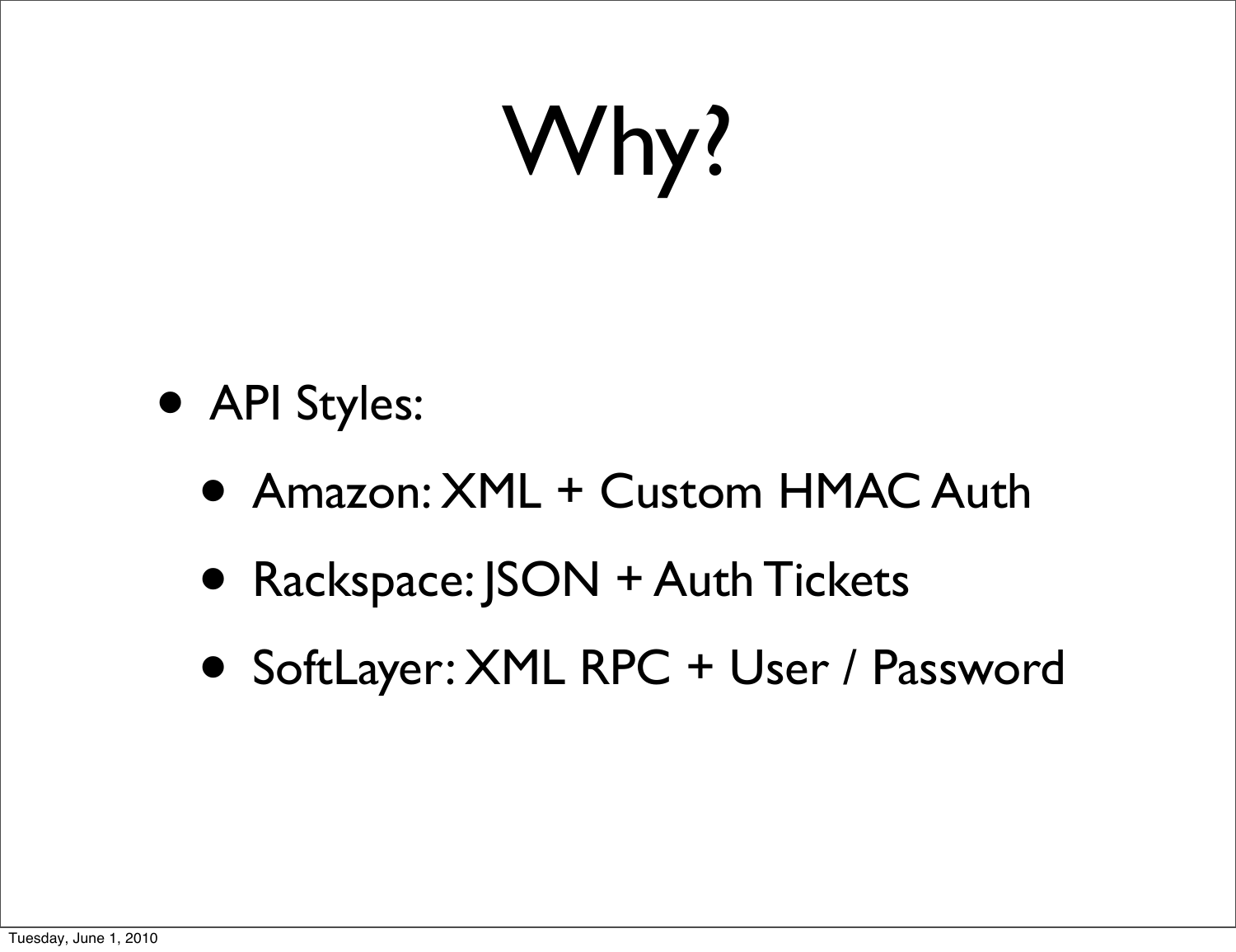# Why?

- API Styles:
  - Amazon: XML + Custom HMAC Auth
  - Rackspace: JSON + Auth Tickets
  - SoftLayer: XML RPC + User / Password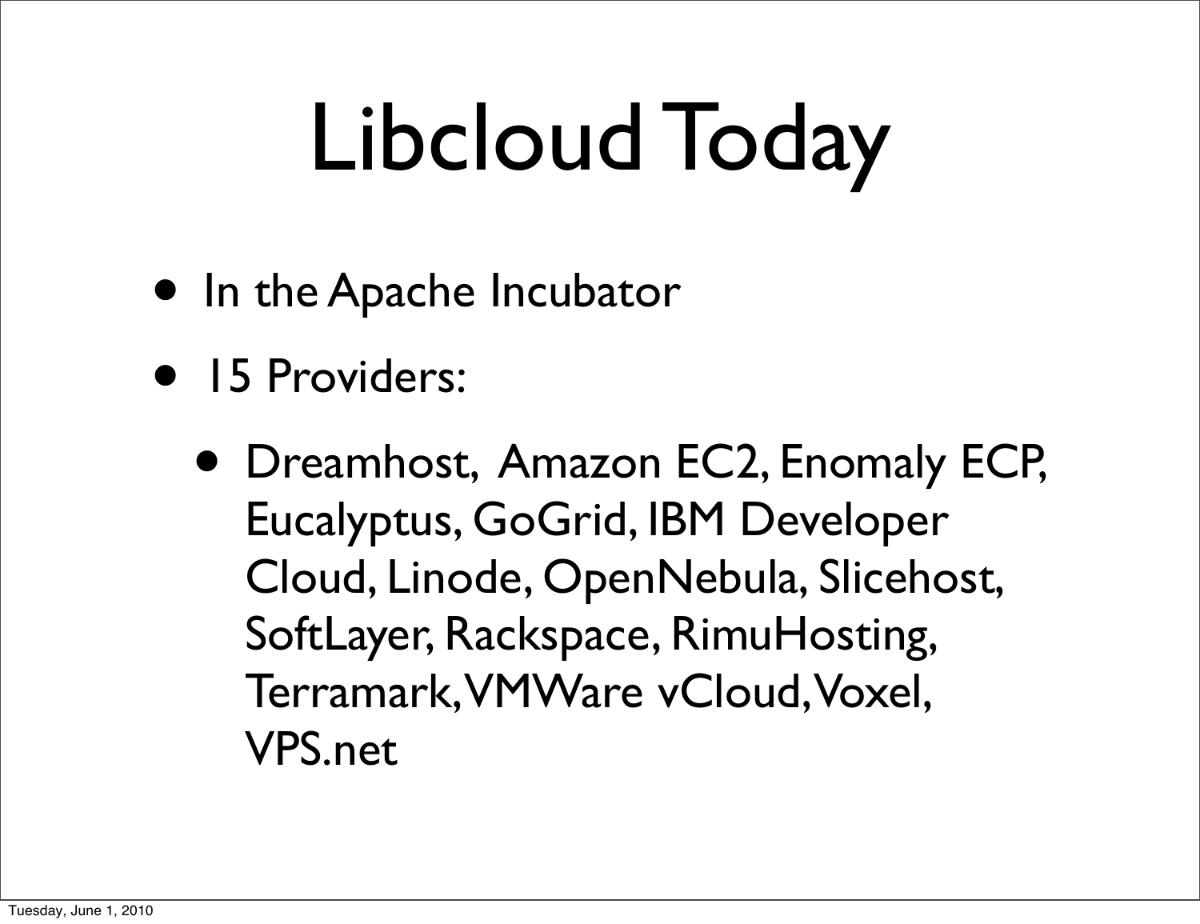# Libcloud Today

- In the Apache Incubator
- 15 Providers:
  - Dreamhost, Amazon EC2, Enomaly ECP, Eucalyptus, GoGrid, IBM Developer Cloud, Linode, OpenNebula, Slicehost, SoftLayer, Rackspace, RimuHosting, Terramark, VMWare vCloud, Voxel, VPS.net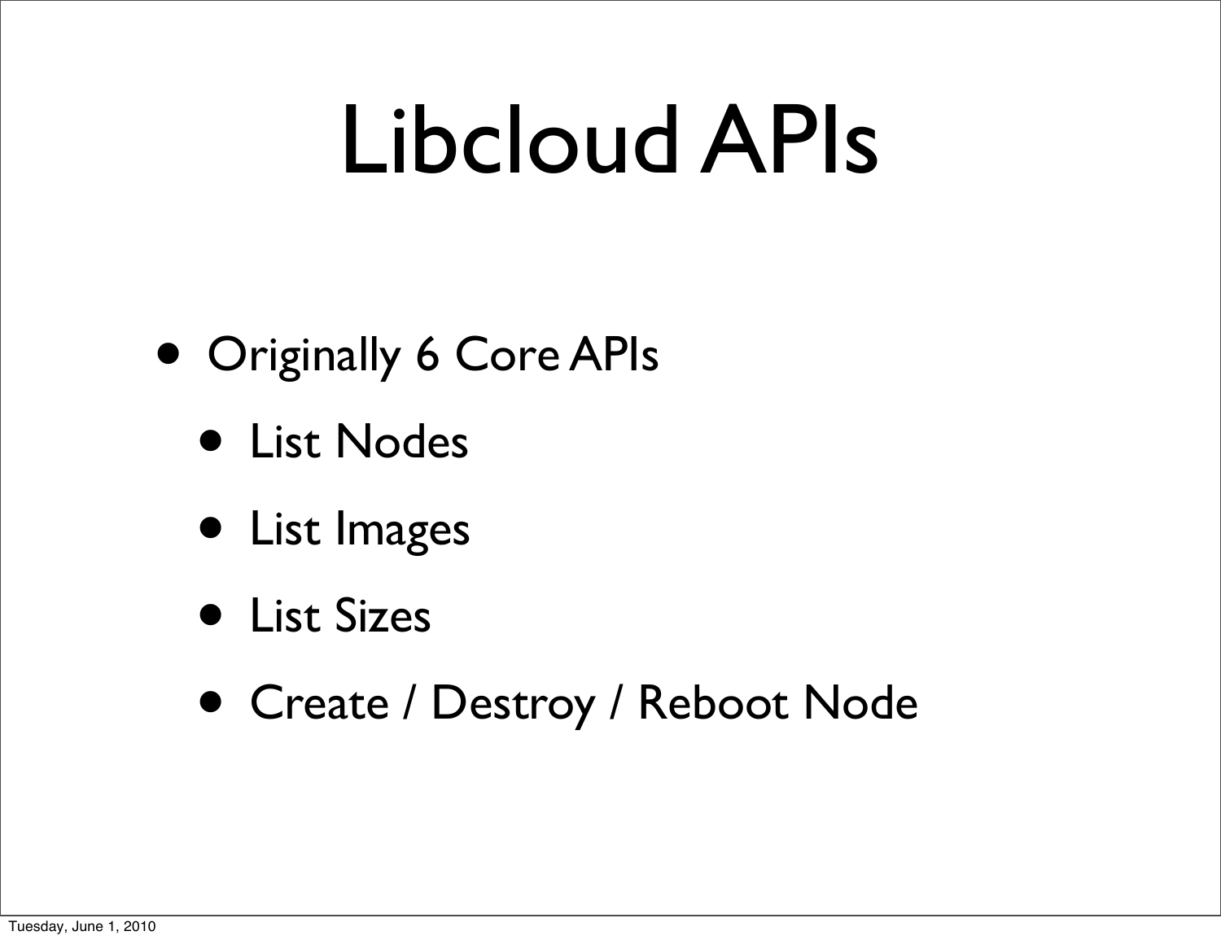# Libcloud APIs

- Originally 6 Core APIs
  - List Nodes
  - List Images
  - List Sizes
  - Create / Destroy / Reboot Node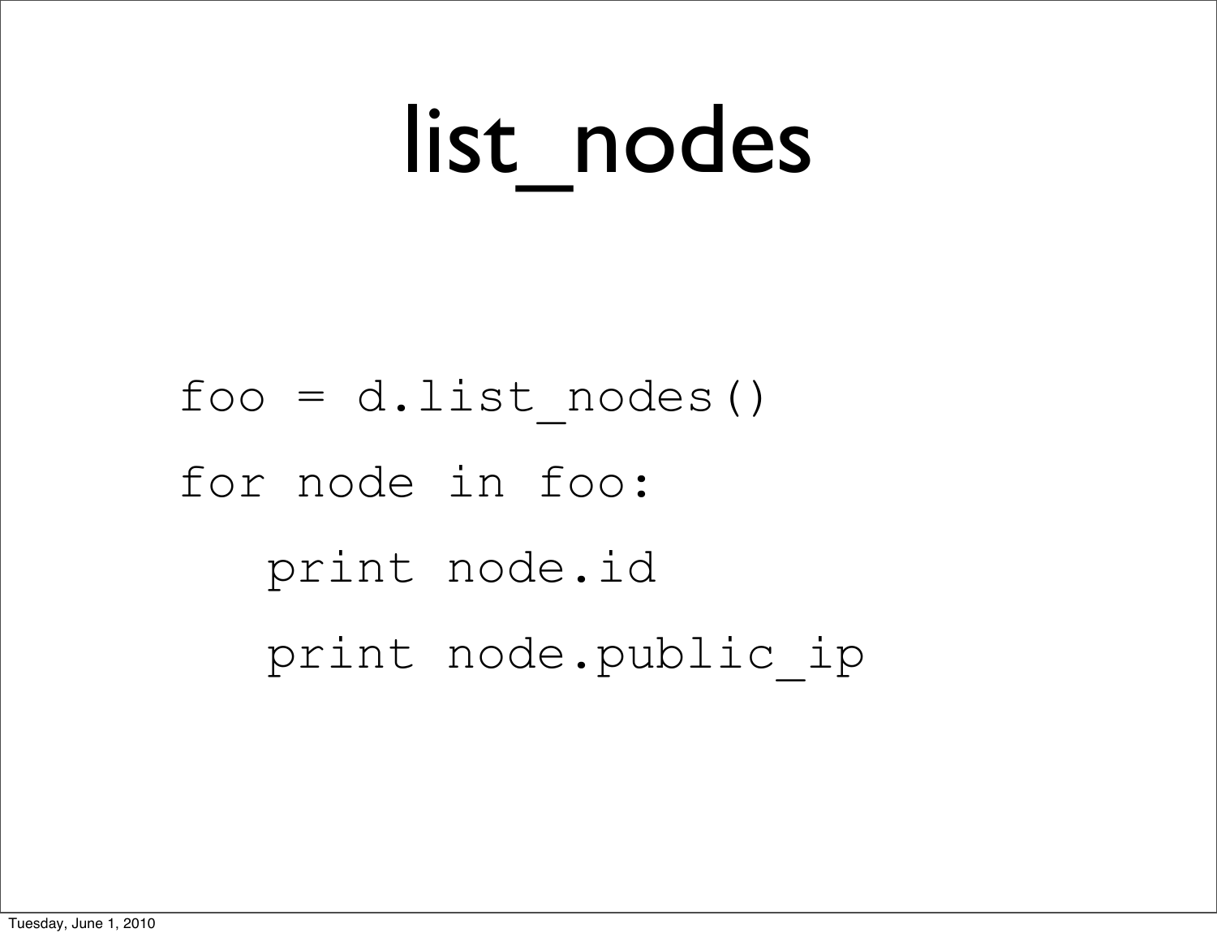# list_nodes

```
foo = d.list_nodes()
for node in foo:
   print node.id
   print node.public_ip
```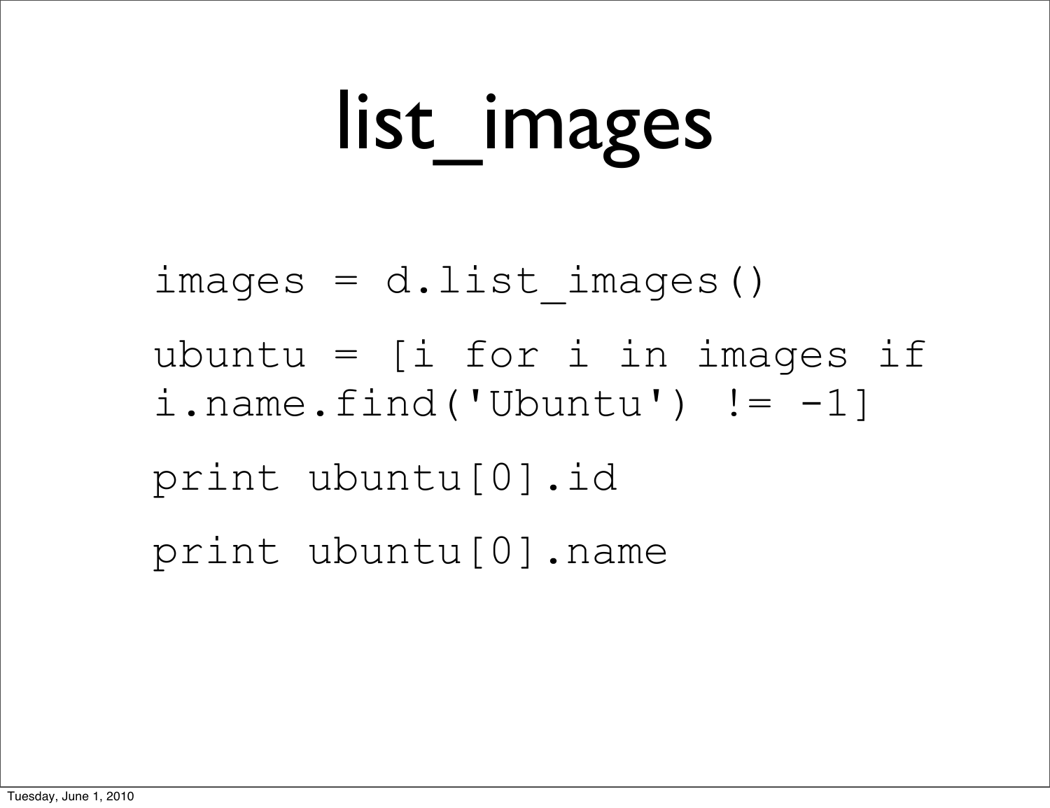# list_images

```
images = d.list_images()

ubuntu = [i for i in images if
i.name.find('Ubuntu') != -1]

print ubuntu[0].id

print ubuntu[0].name
```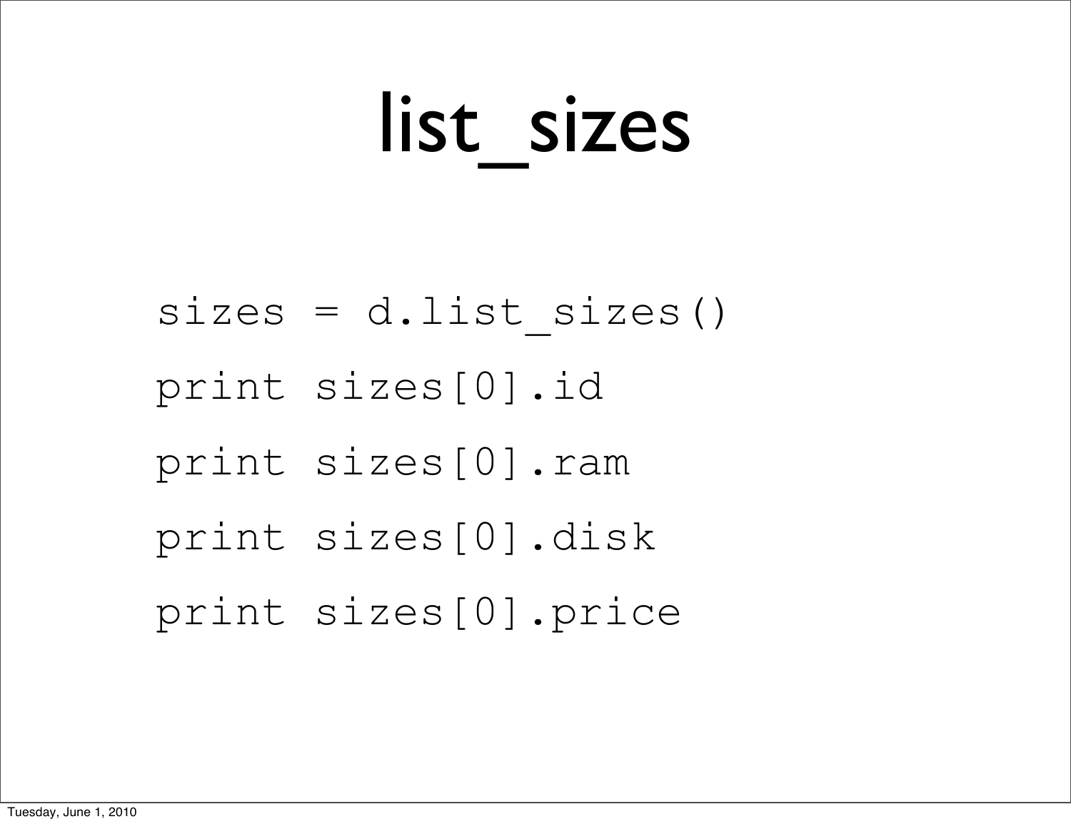# list_sizes

```
sizes = d.list_sizes()
print sizes[0].id
print sizes[0].ram
print sizes[0].disk
print sizes[0].price
```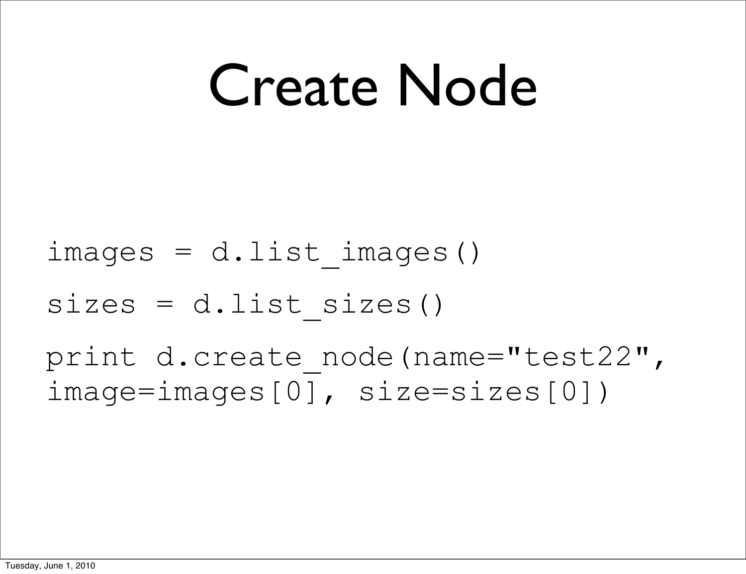# Create Node

```
images = d.list_images()

sizes = d.list_sizes()

print d.create_node(name="test22",
image=images[0], size=sizes[0])
```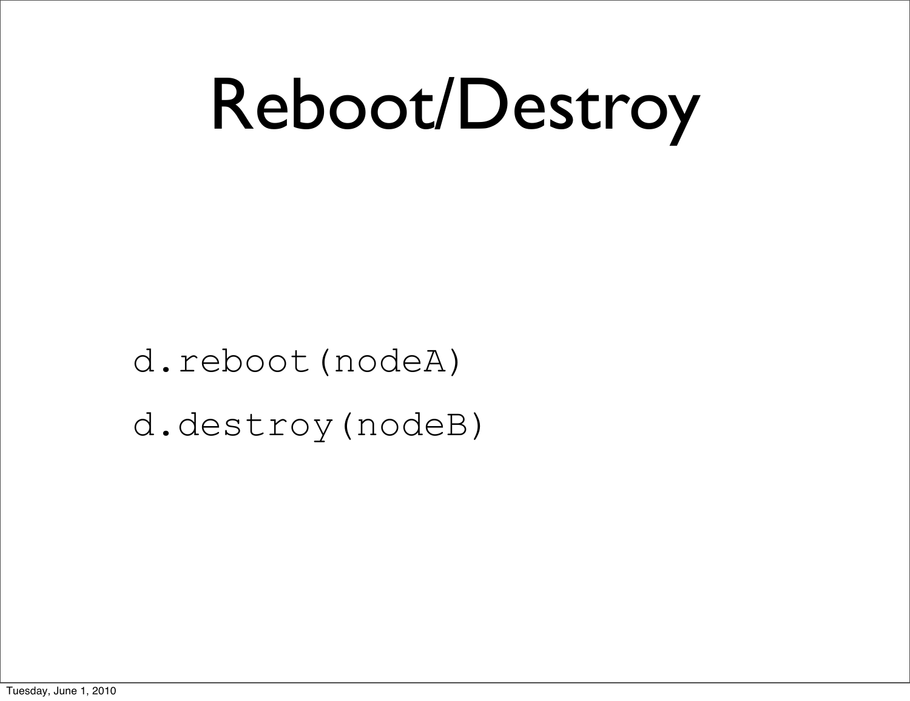# Reboot/Destroy

```
d.reboot(nodeA)
d.destroy(nodeB)
```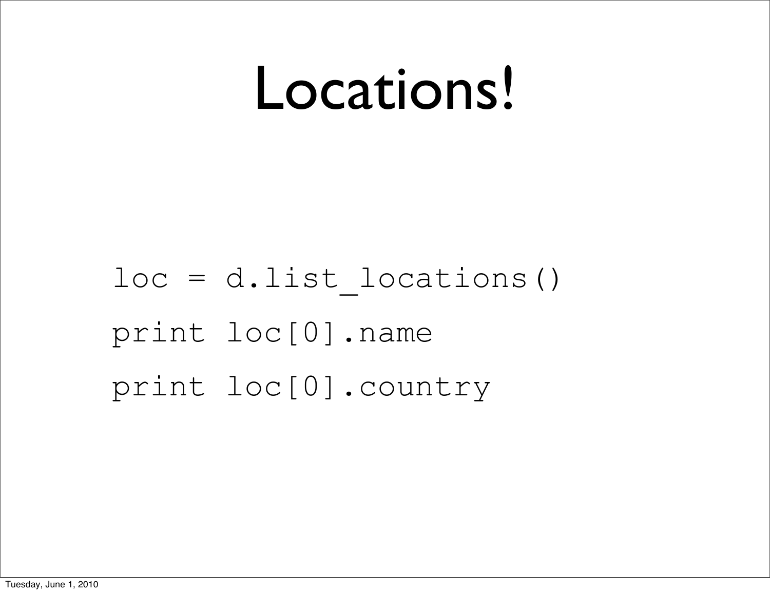# Locations!

```
loc = d.list_locations()
print loc[0].name
print loc[0].country
```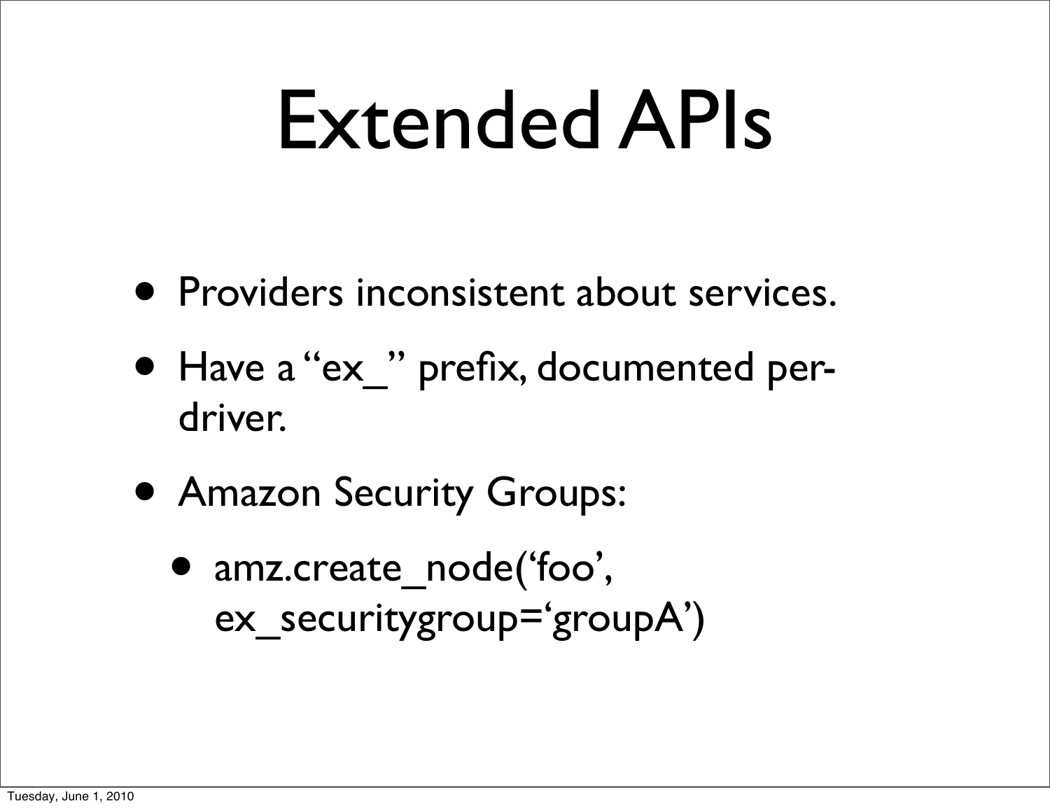# Extended APIs

- Providers inconsistent about services.
- Have a "ex_" prefix, documented per-driver.
- Amazon Security Groups:
  - amz.create_node('foo', ex_securitygroup='groupA')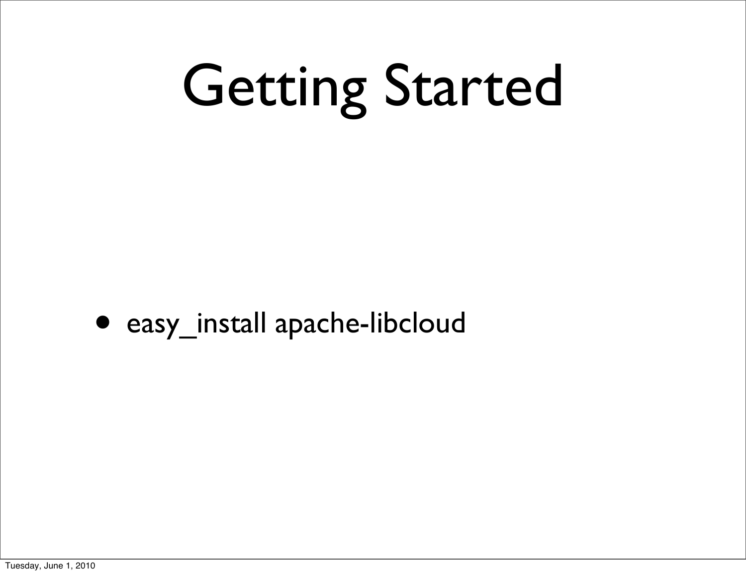# Getting Started

- easy_install apache-libcloud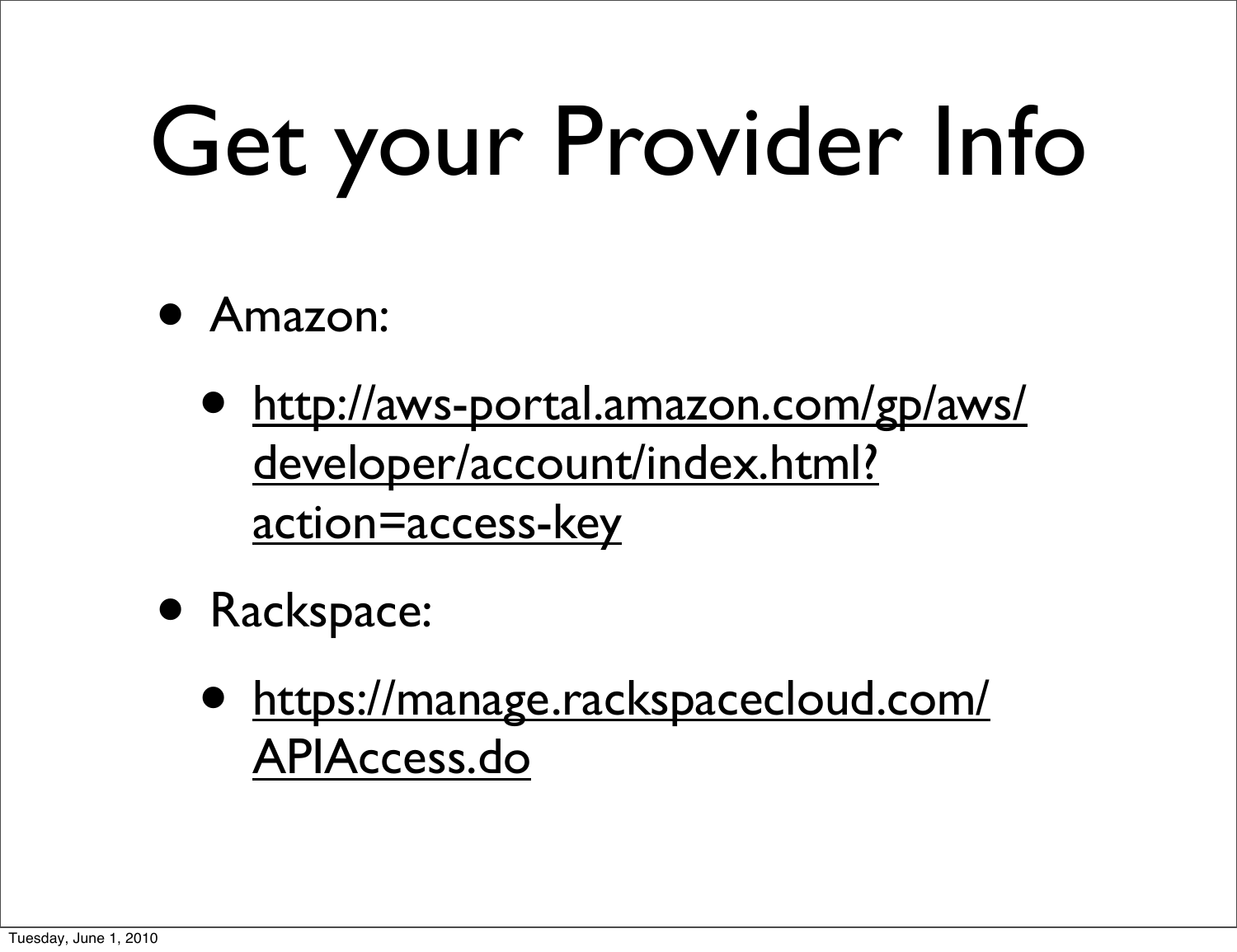# Get your Provider Info

- Amazon:
  - http://aws-portal.amazon.com/gp/aws/developer/account/index.html?action=access-key
- Rackspace:
  - https://manage.rackspacecloud.com/APIAccess.do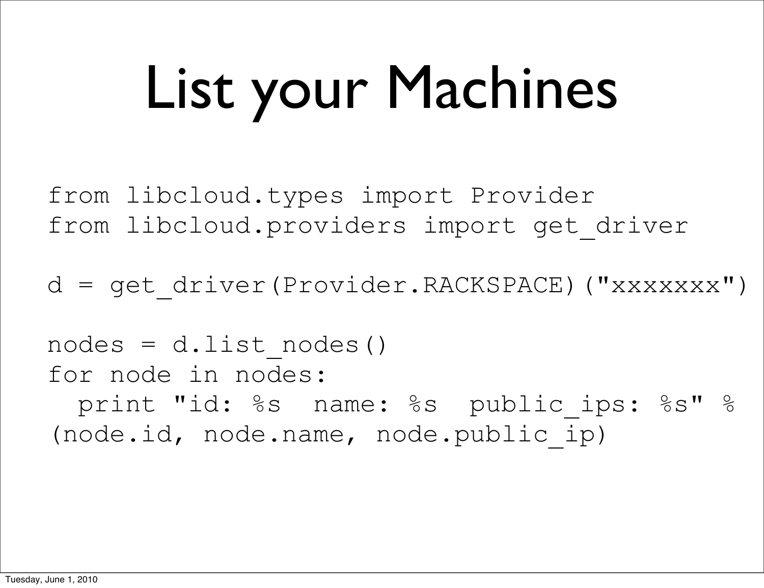# List your Machines

```
from libcloud.types import Provider
from libcloud.providers import get_driver

d = get_driver(Provider.RACKSPACE)("xxxxxxx")

nodes = d.list_nodes()
for node in nodes:
  print "id: %s  name: %s  public_ips: %s" %
(node.id, node.name, node.public_ip)
```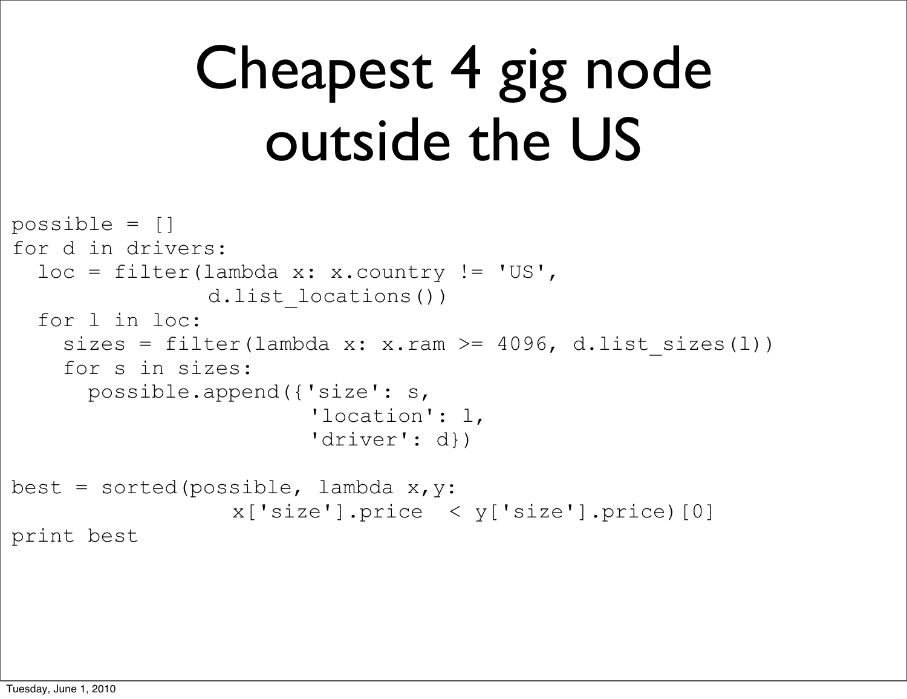# Cheapest 4 gig node outside the US

```
possible = []
for d in drivers:
  loc = filter(lambda x: x.country != 'US',
               d.list_locations())
  for l in loc:
    sizes = filter(lambda x: x.ram >= 4096, d.list_sizes(l))
    for s in sizes:
      possible.append({'size': s,
                       'location': l,
                       'driver': d})

best = sorted(possible, lambda x,y:
                 x['size'].price  < y['size'].price)[0]
print best
```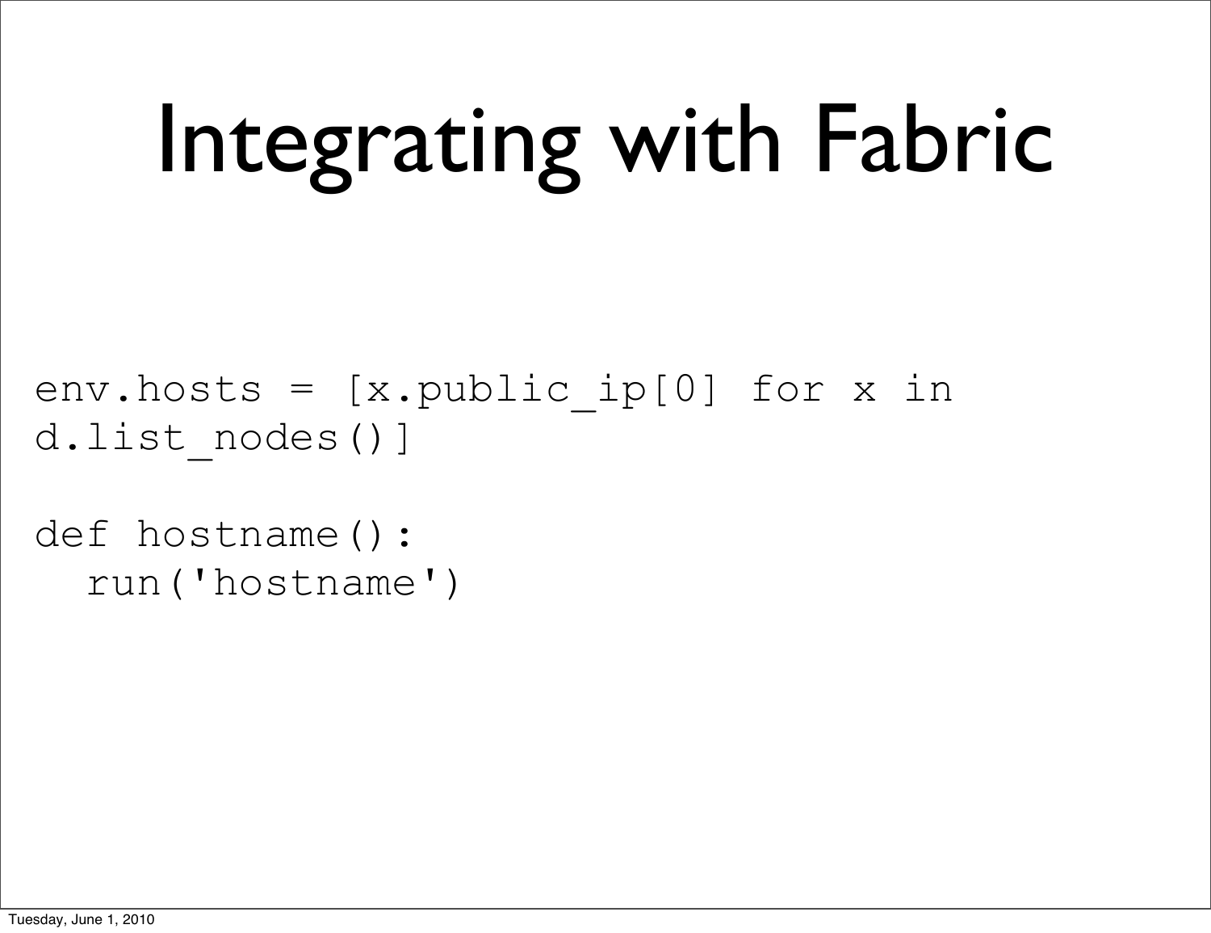# Integrating with Fabric

```
env.hosts = [x.public_ip[0] for x in
d.list_nodes()]

def hostname():
  run('hostname')
```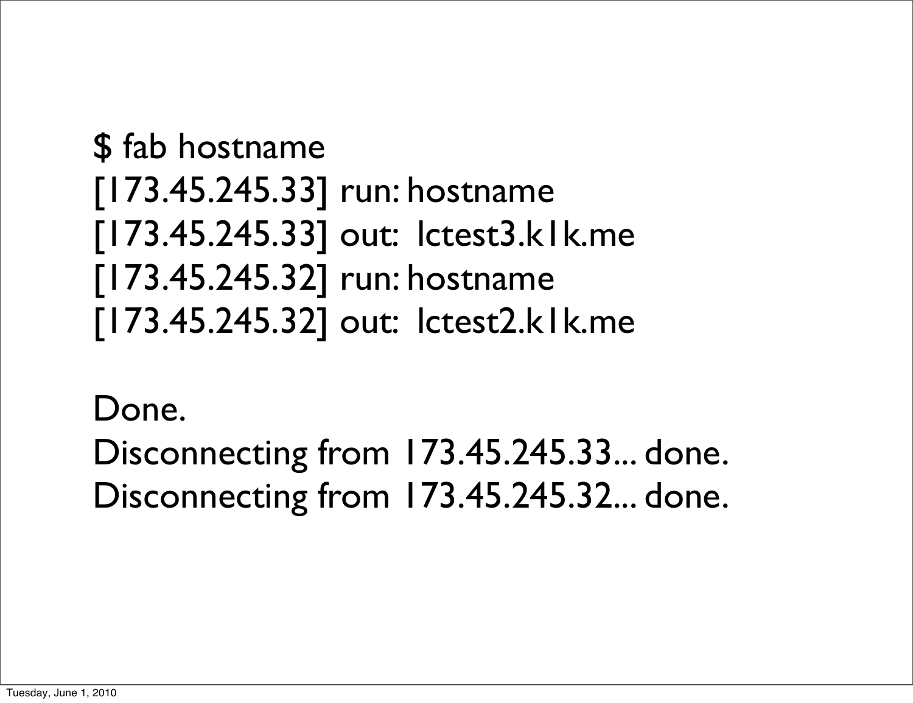```
$ fab hostname
[173.45.245.33] run: hostname
[173.45.245.33] out:  lctest3.k1k.me
[173.45.245.32] run: hostname
[173.45.245.32] out:  lctest2.k1k.me

Done.
Disconnecting from 173.45.245.33... done.
Disconnecting from 173.45.245.32... done.
```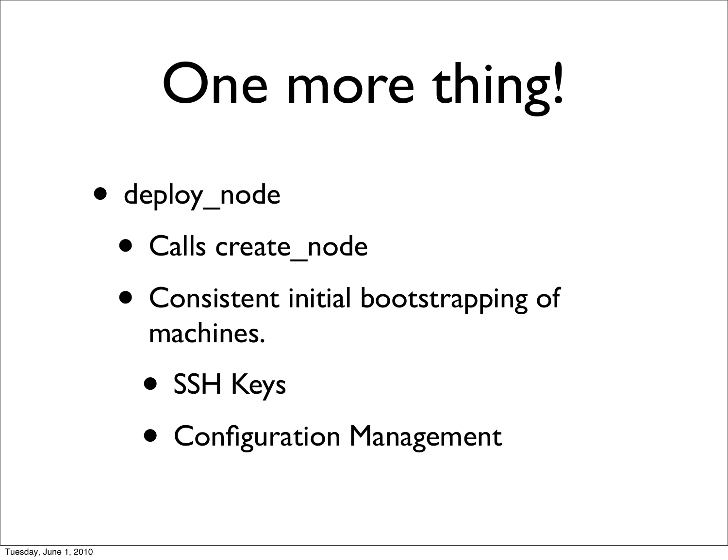# One more thing!

- deploy_node
  - Calls create_node
  - Consistent initial bootstrapping of machines.
    - SSH Keys
    - Configuration Management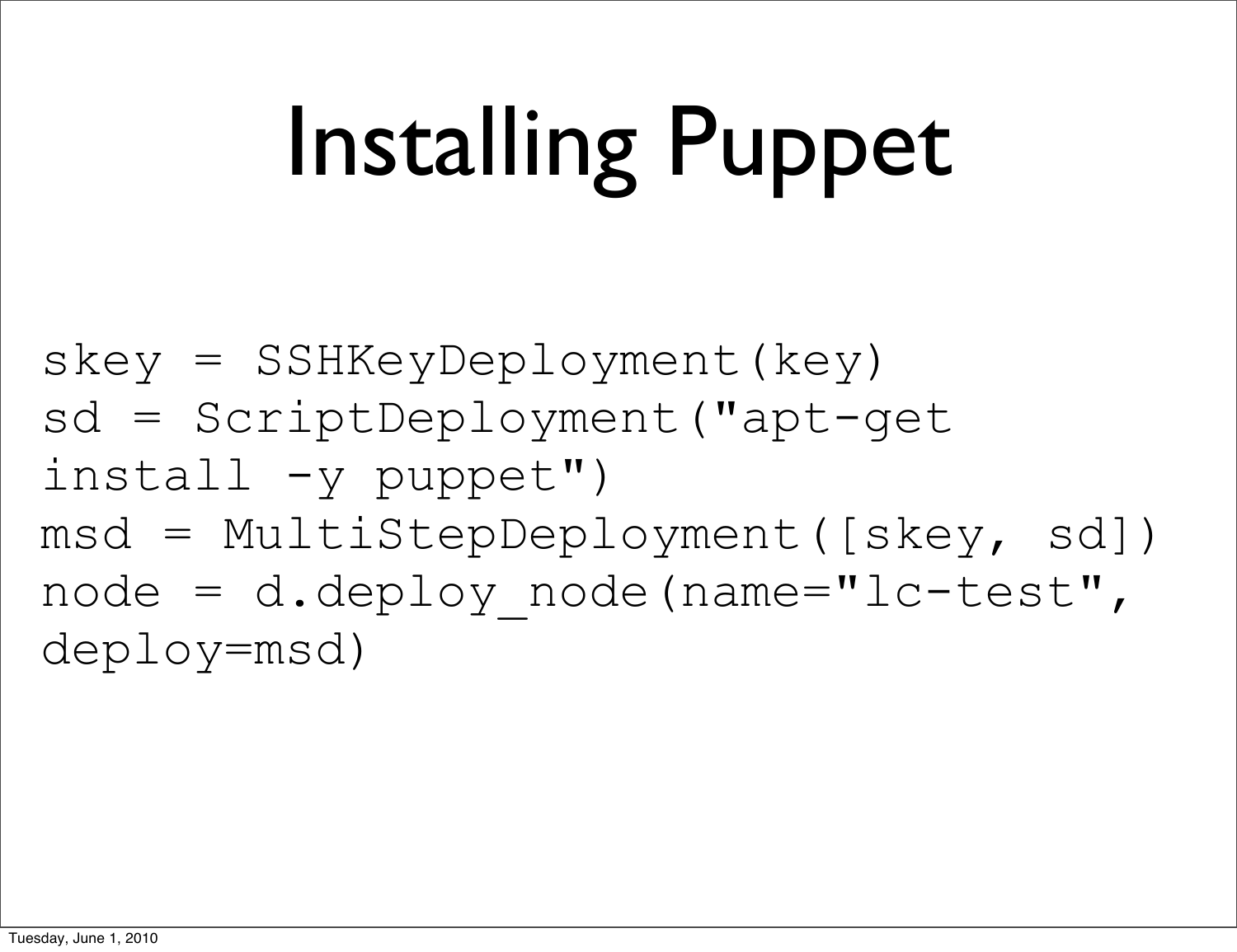# Installing Puppet

```
skey = SSHKeyDeployment(key)
sd = ScriptDeployment("apt-get
install -y puppet")
msd = MultiStepDeployment([skey, sd])
node = d.deploy_node(name="lc-test",
deploy=msd)
```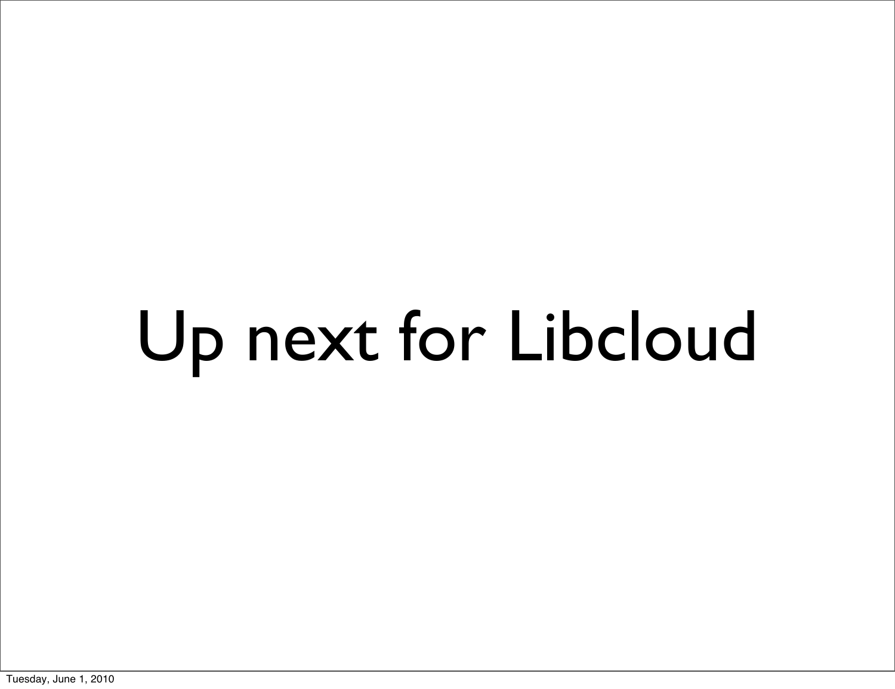# Up next for Libcloud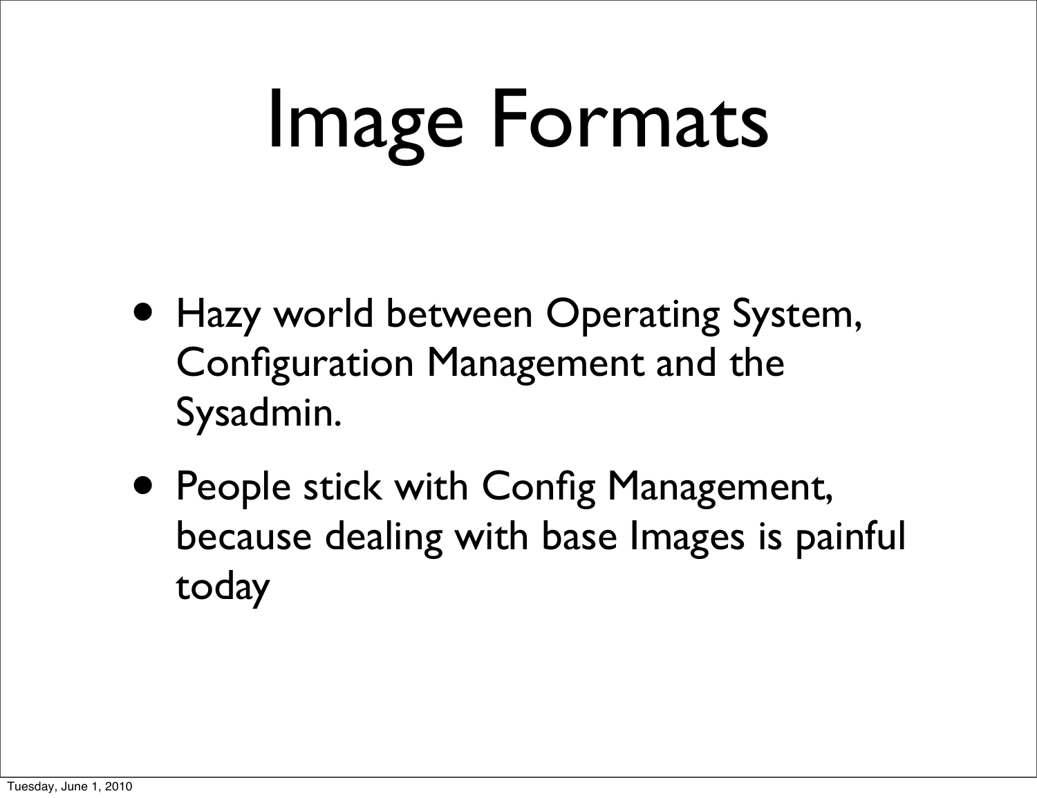# Image Formats

- Hazy world between Operating System, Configuration Management and the Sysadmin.
- People stick with Config Management, because dealing with base Images is painful today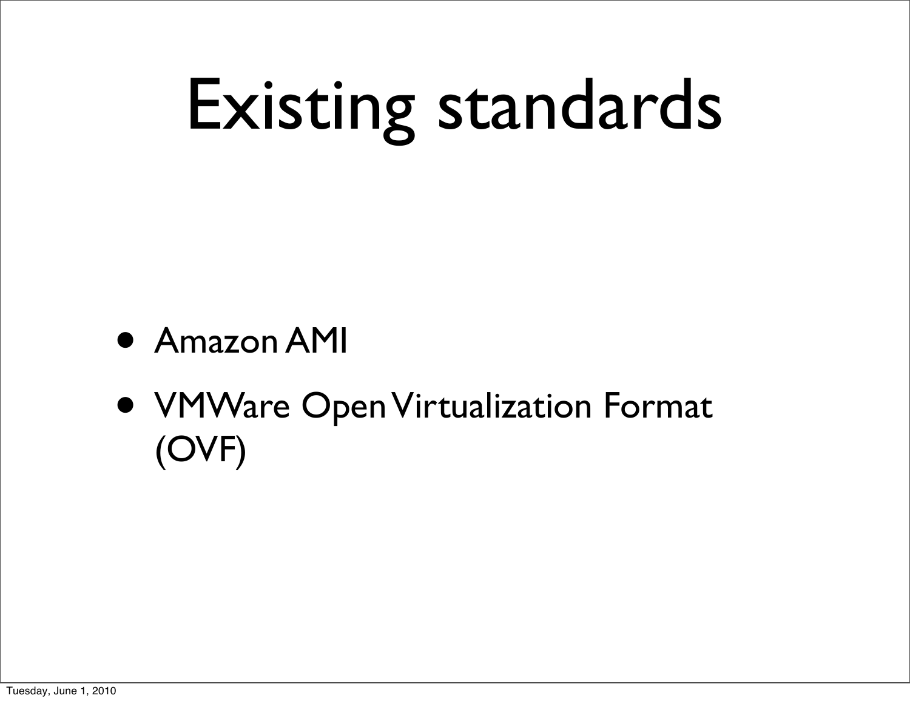# Existing standards

- Amazon AMI
- VMWare Open Virtualization Format (OVF)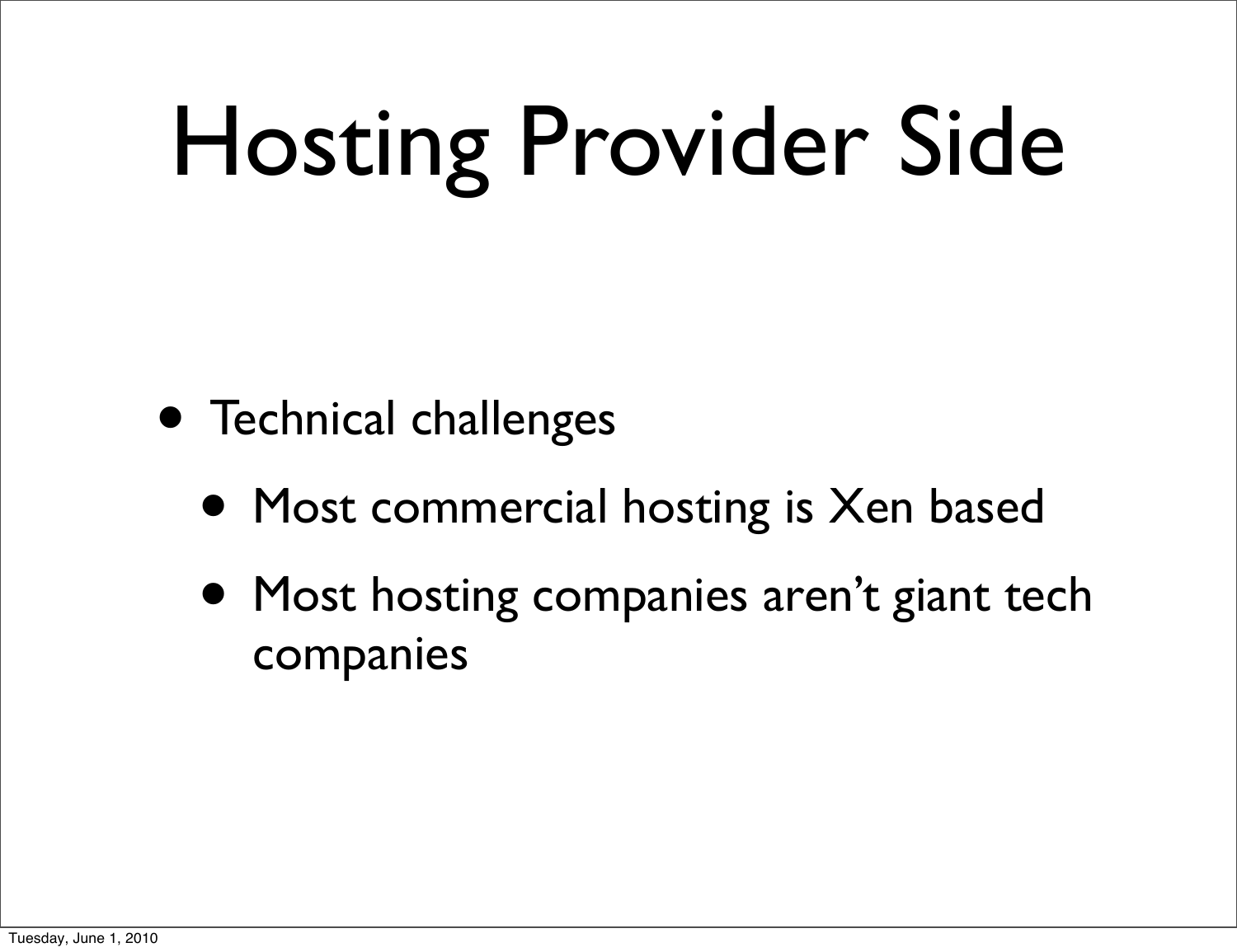# Hosting Provider Side

- Technical challenges
  - Most commercial hosting is Xen based
  - Most hosting companies aren't giant tech companies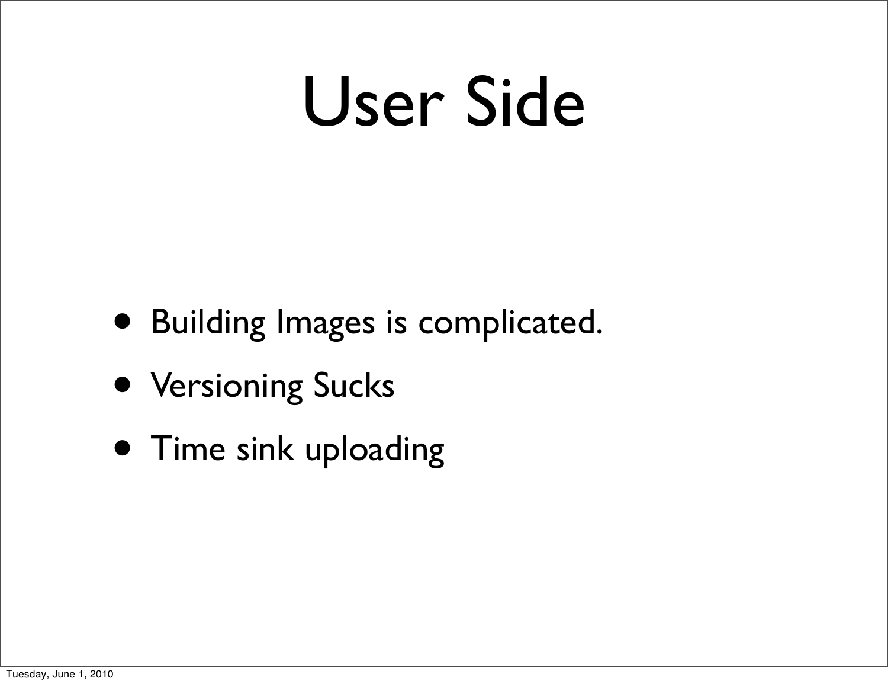# User Side

- Building Images is complicated.
- Versioning Sucks
- Time sink uploading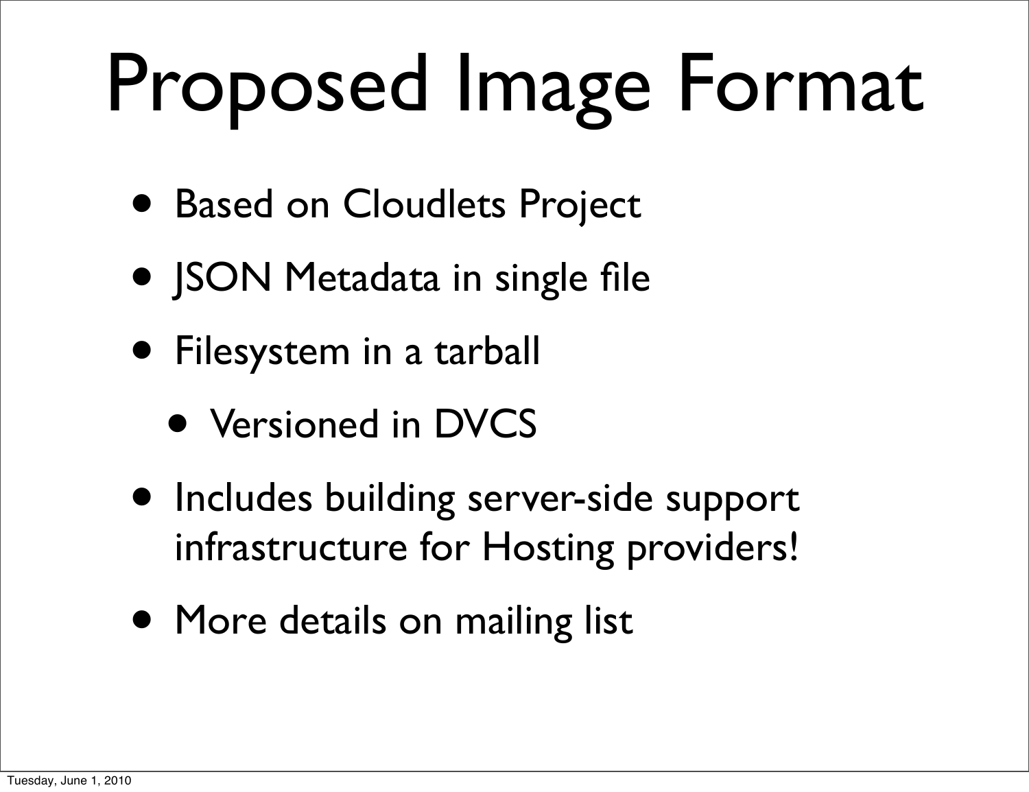# Proposed Image Format

- Based on Cloudlets Project
- JSON Metadata in single file
- Filesystem in a tarball
  - Versioned in DVCS
- Includes building server-side support infrastructure for Hosting providers!
- More details on mailing list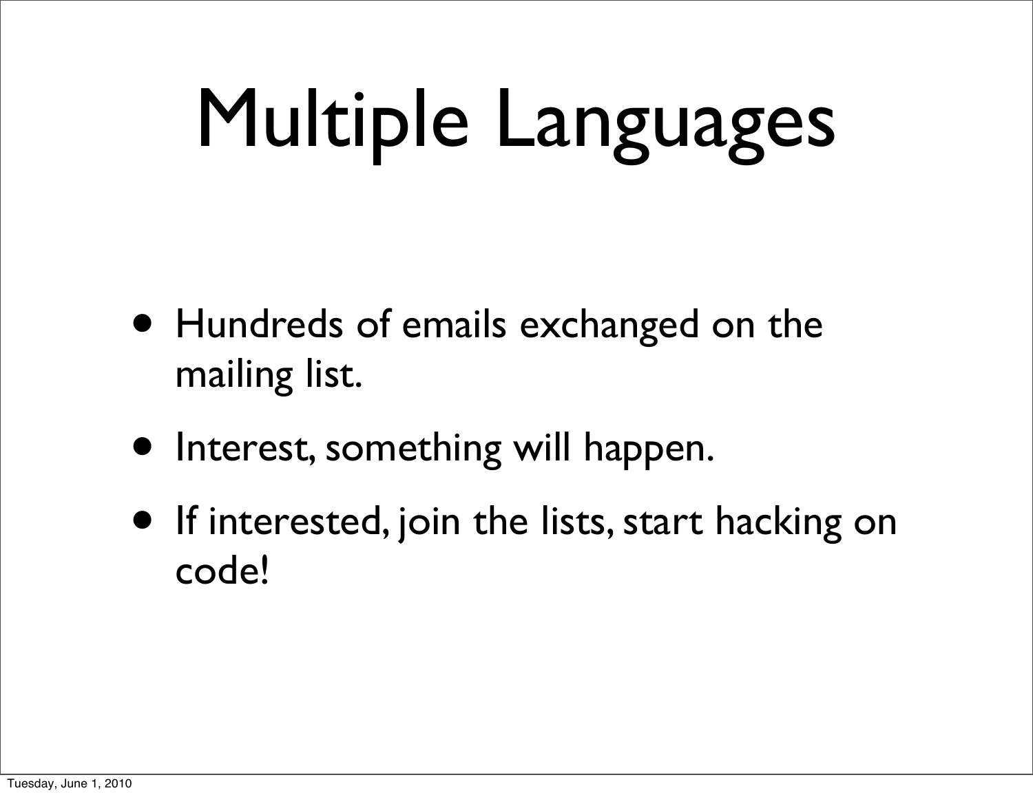# Multiple Languages

- Hundreds of emails exchanged on the mailing list.
- Interest, something will happen.
- If interested, join the lists, start hacking on code!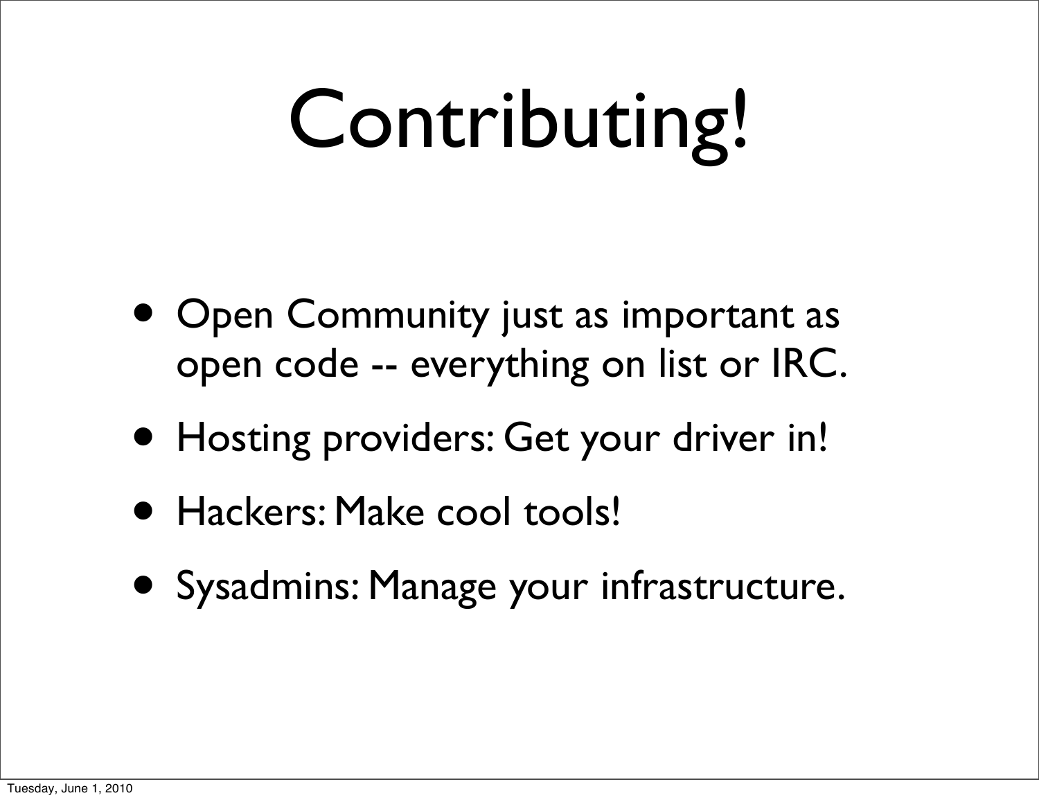# Contributing!

- Open Community just as important as open code -- everything on list or IRC.
- Hosting providers: Get your driver in!
- Hackers: Make cool tools!
- Sysadmins: Manage your infrastructure.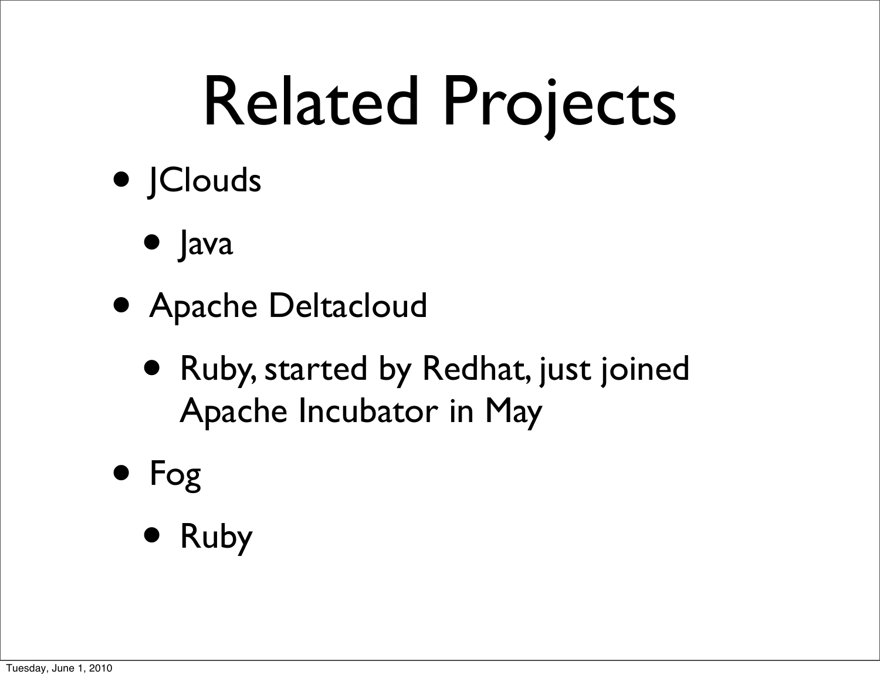# Related Projects

- JClouds
  - Java
- Apache Deltacloud
  - Ruby, started by Redhat, just joined Apache Incubator in May
- Fog
  - Ruby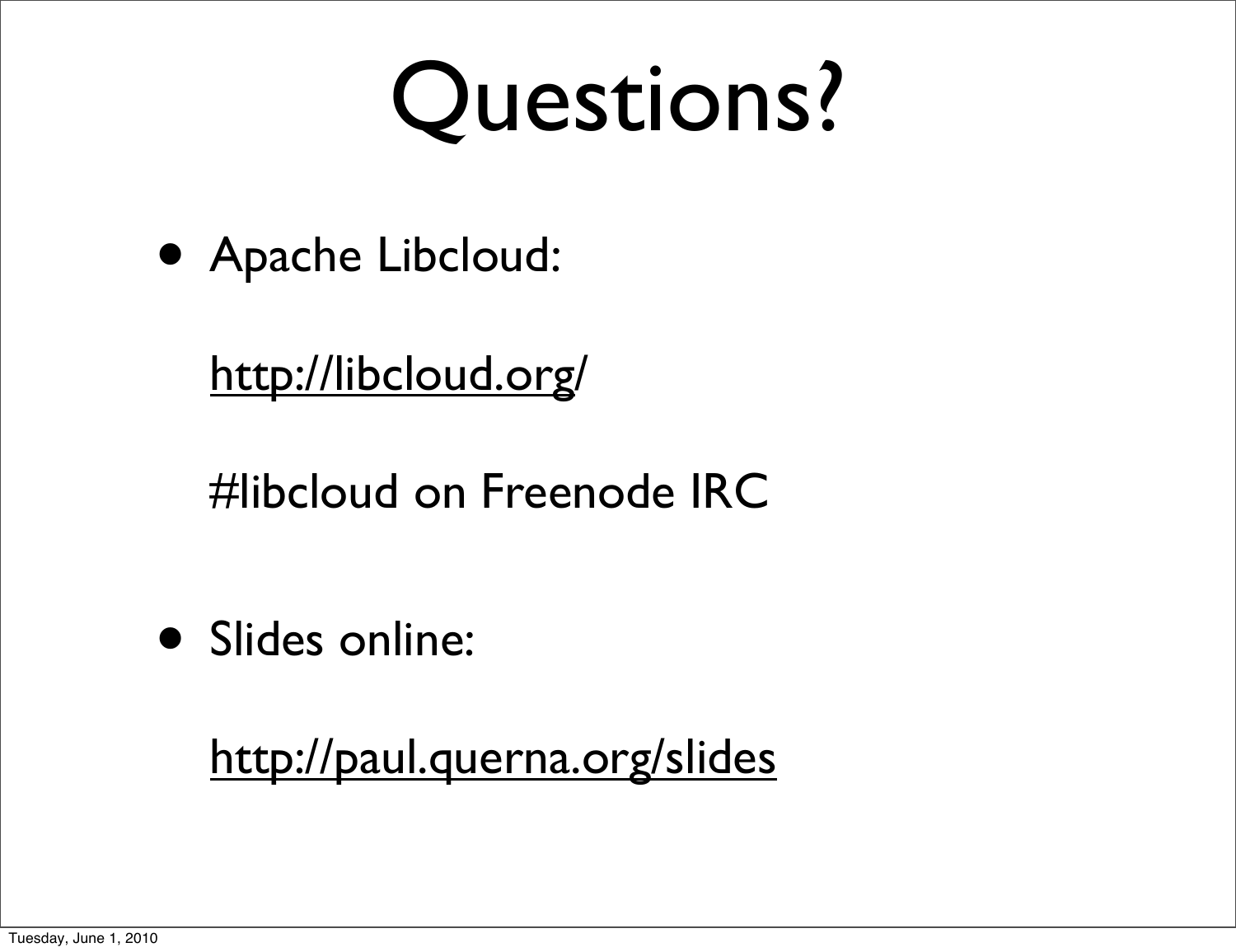# Questions?

- Apache Libcloud:

  http://libcloud.org/

  #libcloud on Freenode IRC

- Slides online:

  http://paul.querna.org/slides